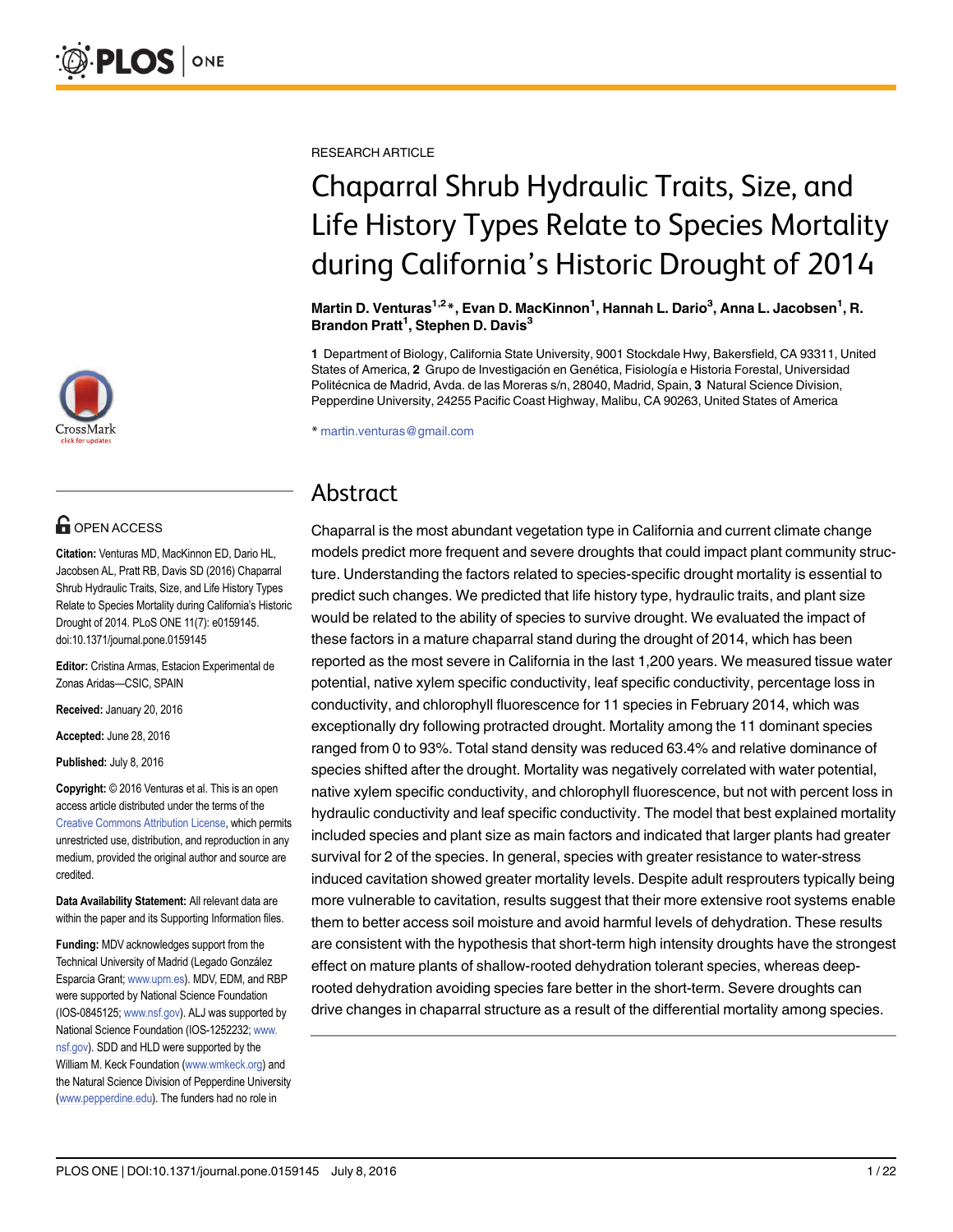RESEARCH ARTICLE

# Chaparral Shrub Hydraulic Traits, Size, and Life History Types Relate to Species Mortality during California's Historic Drought of 2014

**Martin D. Venturas[1,2]*, Evan D. MacKinnon[1], Hannah L. Dario[3], Anna L. Jacobsen[1], R. Brandon Pratt[1], Stephen D. Davis[3]**

**1** Department of Biology, California State University, 9001 Stockdale Hwy, Bakersfield, CA 93311, United States of America, **2** Grupo de Investigación en Genética, Fisiología e Historia Forestal, Universidad Politécnica de Madrid, Avda. de las Moreras s/n, 28040, Madrid, Spain, **3** Natural Science Division, Pepperdine University, 24255 Pacific Coast Highway, Malibu, CA 90263, United States of America

* martin.venturas@gmail.com

OPEN ACCESS

**Citation:** Venturas MD, MacKinnon ED, Dario HL, Jacobsen AL, Pratt RB, Davis SD (2016) Chaparral Shrub Hydraulic Traits, Size, and Life History Types Relate to Species Mortality during California's Historic Drought of 2014. PLoS ONE 11(7): e0159145. doi:10.1371/journal.pone.0159145

**Editor:** Cristina Armas, Estacion Experimental de Zonas Aridas—CSIC, SPAIN

**Received:** January 20, 2016

**Accepted:** June 28, 2016

**Published:** July 8, 2016

**Copyright:** © 2016 Venturas et al. This is an open access article distributed under the terms of the Creative Commons Attribution License, which permits unrestricted use, distribution, and reproduction in any medium, provided the original author and source are credited.

**Data Availability Statement:** All relevant data are within the paper and its Supporting Information files.

**Funding:** MDV acknowledges support from the Technical University of Madrid (Legado González Esparcia Grant; www.upm.es). MDV, EDM, and RBP were supported by National Science Foundation (IOS-0845125; www.nsf.gov). ALJ was supported by National Science Foundation (IOS-1252232; www.nsf.gov). SDD and HLD were supported by the William M. Keck Foundation (www.wmkeck.org) and the Natural Science Division of Pepperdine University (www.pepperdine.edu). The funders had no role in

## Abstract

Chaparral is the most abundant vegetation type in California and current climate change models predict more frequent and severe droughts that could impact plant community structure. Understanding the factors related to species-specific drought mortality is essential to predict such changes. We predicted that life history type, hydraulic traits, and plant size would be related to the ability of species to survive drought. We evaluated the impact of these factors in a mature chaparral stand during the drought of 2014, which has been reported as the most severe in California in the last 1,200 years. We measured tissue water potential, native xylem specific conductivity, leaf specific conductivity, percentage loss in conductivity, and chlorophyll fluorescence for 11 species in February 2014, which was exceptionally dry following protracted drought. Mortality among the 11 dominant species ranged from 0 to 93%. Total stand density was reduced 63.4% and relative dominance of species shifted after the drought. Mortality was negatively correlated with water potential, native xylem specific conductivity, and chlorophyll fluorescence, but not with percent loss in hydraulic conductivity and leaf specific conductivity. The model that best explained mortality included species and plant size as main factors and indicated that larger plants had greater survival for 2 of the species. In general, species with greater resistance to water-stress induced cavitation showed greater mortality levels. Despite adult resprouters typically being more vulnerable to cavitation, results suggest that their more extensive root systems enable them to better access soil moisture and avoid harmful levels of dehydration. These results are consistent with the hypothesis that short-term high intensity droughts have the strongest effect on mature plants of shallow-rooted dehydration tolerant species, whereas deep-rooted dehydration avoiding species fare better in the short-term. Severe droughts can drive changes in chaparral structure as a result of the differential mortality among species.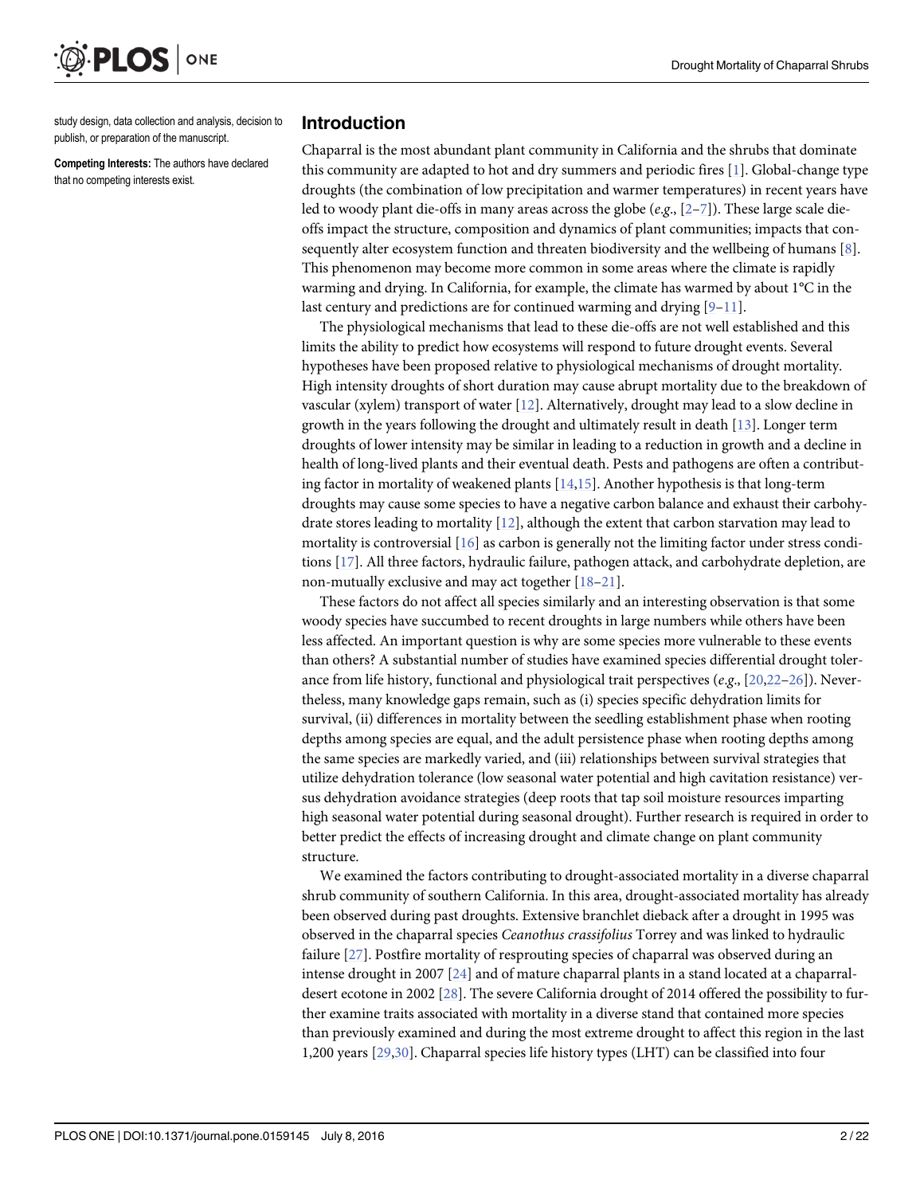study design, data collection and analysis, decision to publish, or preparation of the manuscript.

**Competing Interests:** The authors have declared that no competing interests exist.

## Introduction

Chaparral is the most abundant plant community in California and the shrubs that dominate this community are adapted to hot and dry summers and periodic fires [1]. Global-change type droughts (the combination of low precipitation and warmer temperatures) in recent years have led to woody plant die-offs in many areas across the globe (*e.g.*, [2–7]). These large scale die-offs impact the structure, composition and dynamics of plant communities; impacts that consequently alter ecosystem function and threaten biodiversity and the wellbeing of humans [8]. This phenomenon may become more common in some areas where the climate is rapidly warming and drying. In California, for example, the climate has warmed by about 1°C in the last century and predictions are for continued warming and drying [9–11].

The physiological mechanisms that lead to these die-offs are not well established and this limits the ability to predict how ecosystems will respond to future drought events. Several hypotheses have been proposed relative to physiological mechanisms of drought mortality. High intensity droughts of short duration may cause abrupt mortality due to the breakdown of vascular (xylem) transport of water [12]. Alternatively, drought may lead to a slow decline in growth in the years following the drought and ultimately result in death [13]. Longer term droughts of lower intensity may be similar in leading to a reduction in growth and a decline in health of long-lived plants and their eventual death. Pests and pathogens are often a contributing factor in mortality of weakened plants [14,15]. Another hypothesis is that long-term droughts may cause some species to have a negative carbon balance and exhaust their carbohydrate stores leading to mortality [12], although the extent that carbon starvation may lead to mortality is controversial [16] as carbon is generally not the limiting factor under stress conditions [17]. All three factors, hydraulic failure, pathogen attack, and carbohydrate depletion, are non-mutually exclusive and may act together [18–21].

These factors do not affect all species similarly and an interesting observation is that some woody species have succumbed to recent droughts in large numbers while others have been less affected. An important question is why are some species more vulnerable to these events than others? A substantial number of studies have examined species differential drought tolerance from life history, functional and physiological trait perspectives (*e.g.*, [20,22–26]). Nevertheless, many knowledge gaps remain, such as (i) species specific dehydration limits for survival, (ii) differences in mortality between the seedling establishment phase when rooting depths among species are equal, and the adult persistence phase when rooting depths among the same species are markedly varied, and (iii) relationships between survival strategies that utilize dehydration tolerance (low seasonal water potential and high cavitation resistance) versus dehydration avoidance strategies (deep roots that tap soil moisture resources imparting high seasonal water potential during seasonal drought). Further research is required in order to better predict the effects of increasing drought and climate change on plant community structure.

We examined the factors contributing to drought-associated mortality in a diverse chaparral shrub community of southern California. In this area, drought-associated mortality has already been observed during past droughts. Extensive branchlet dieback after a drought in 1995 was observed in the chaparral species *Ceanothus crassifolius* Torrey and was linked to hydraulic failure [27]. Postfire mortality of resprouting species of chaparral was observed during an intense drought in 2007 [24] and of mature chaparral plants in a stand located at a chaparral-desert ecotone in 2002 [28]. The severe California drought of 2014 offered the possibility to further examine traits associated with mortality in a diverse stand that contained more species than previously examined and during the most extreme drought to affect this region in the last 1,200 years [29,30]. Chaparral species life history types (LHT) can be classified into four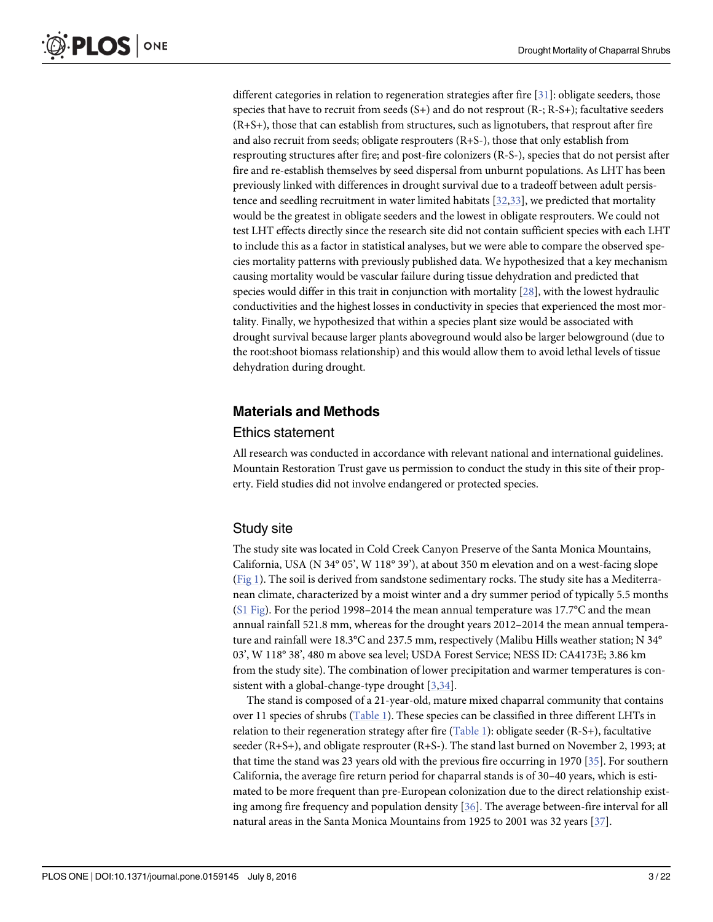different categories in relation to regeneration strategies after fire [31]: obligate seeders, those species that have to recruit from seeds (S+) and do not resprout (R-; R-S+); facultative seeders (R+S+), those that can establish from structures, such as lignotubers, that resprout after fire and also recruit from seeds; obligate resprouters (R+S-), those that only establish from resprouting structures after fire; and post-fire colonizers (R-S-), species that do not persist after fire and re-establish themselves by seed dispersal from unburnt populations. As LHT has been previously linked with differences in drought survival due to a tradeoff between adult persistence and seedling recruitment in water limited habitats [32,33], we predicted that mortality would be the greatest in obligate seeders and the lowest in obligate resprouters. We could not test LHT effects directly since the research site did not contain sufficient species with each LHT to include this as a factor in statistical analyses, but we were able to compare the observed species mortality patterns with previously published data. We hypothesized that a key mechanism causing mortality would be vascular failure during tissue dehydration and predicted that species would differ in this trait in conjunction with mortality [28], with the lowest hydraulic conductivities and the highest losses in conductivity in species that experienced the most mortality. Finally, we hypothesized that within a species plant size would be associated with drought survival because larger plants aboveground would also be larger belowground (due to the root:shoot biomass relationship) and this would allow them to avoid lethal levels of tissue dehydration during drought.

## Materials and Methods

### Ethics statement

All research was conducted in accordance with relevant national and international guidelines. Mountain Restoration Trust gave us permission to conduct the study in this site of their property. Field studies did not involve endangered or protected species.

### Study site

The study site was located in Cold Creek Canyon Preserve of the Santa Monica Mountains, California, USA (N 34° 05', W 118° 39'), at about 350 m elevation and on a west-facing slope (Fig 1). The soil is derived from sandstone sedimentary rocks. The study site has a Mediterranean climate, characterized by a moist winter and a dry summer period of typically 5.5 months (S1 Fig). For the period 1998–2014 the mean annual temperature was 17.7°C and the mean annual rainfall 521.8 mm, whereas for the drought years 2012–2014 the mean annual temperature and rainfall were 18.3°C and 237.5 mm, respectively (Malibu Hills weather station; N 34° 03', W 118° 38', 480 m above sea level; USDA Forest Service; NESS ID: CA4173E; 3.86 km from the study site). The combination of lower precipitation and warmer temperatures is consistent with a global-change-type drought [3,34].

The stand is composed of a 21-year-old, mature mixed chaparral community that contains over 11 species of shrubs (Table 1). These species can be classified in three different LHTs in relation to their regeneration strategy after fire (Table 1): obligate seeder (R-S+), facultative seeder (R+S+), and obligate resprouter (R+S-). The stand last burned on November 2, 1993; at that time the stand was 23 years old with the previous fire occurring in 1970 [35]. For southern California, the average fire return period for chaparral stands is of 30–40 years, which is estimated to be more frequent than pre-European colonization due to the direct relationship existing among fire frequency and population density [36]. The average between-fire interval for all natural areas in the Santa Monica Mountains from 1925 to 2001 was 32 years [37].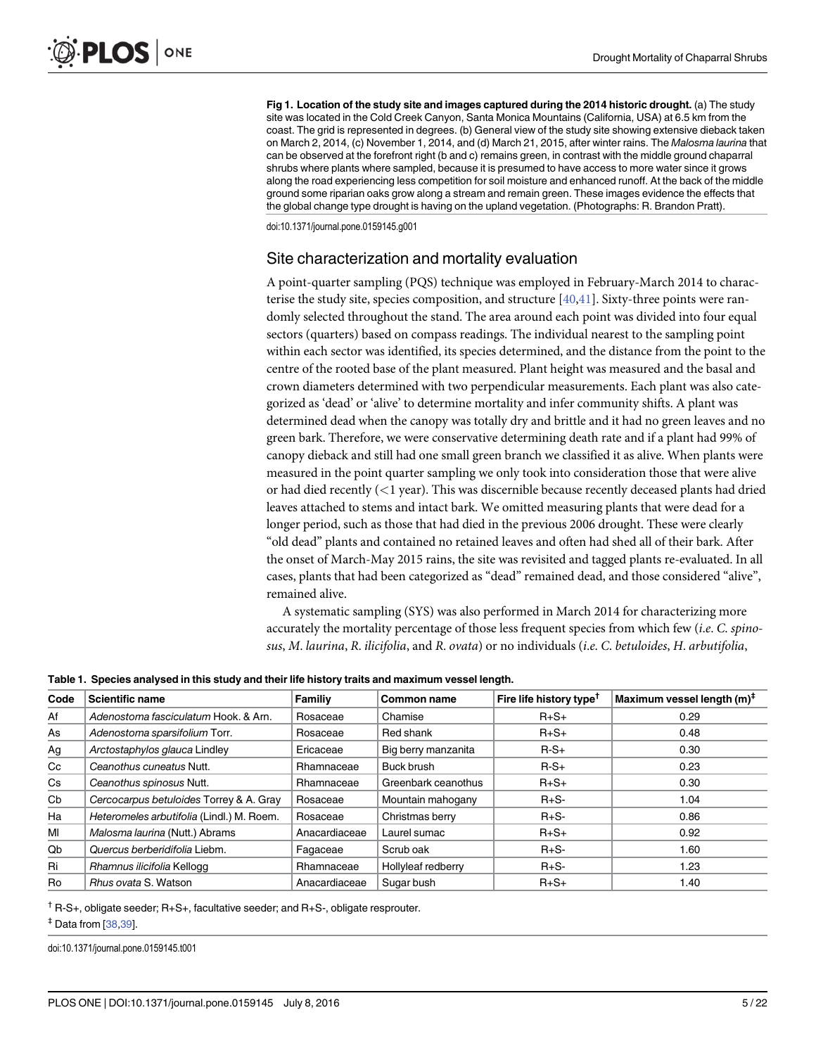**Fig 1. Location of the study site and images captured during the 2014 historic drought.** (a) The study site was located in the Cold Creek Canyon, Santa Monica Mountains (California, USA) at 6.5 km from the coast. The grid is represented in degrees. (b) General view of the study site showing extensive dieback taken on March 2, 2014, (c) November 1, 2014, and (d) March 21, 2015, after winter rains. The *Malosma laurina* that can be observed at the forefront right (b and c) remains green, in contrast with the middle ground chaparral shrubs where plants where sampled, because it is presumed to have access to more water since it grows along the road experiencing less competition for soil moisture and enhanced runoff. At the back of the middle ground some riparian oaks grow along a stream and remain green. These images evidence the effects that the global change type drought is having on the upland vegetation. (Photographs: R. Brandon Pratt).

doi:10.1371/journal.pone.0159145.g001

## Site characterization and mortality evaluation

A point-quarter sampling (PQS) technique was employed in February-March 2014 to characterise the study site, species composition, and structure [40,41]. Sixty-three points were randomly selected throughout the stand. The area around each point was divided into four equal sectors (quarters) based on compass readings. The individual nearest to the sampling point within each sector was identified, its species determined, and the distance from the point to the centre of the rooted base of the plant measured. Plant height was measured and the basal and crown diameters determined with two perpendicular measurements. Each plant was also categorized as 'dead' or 'alive' to determine mortality and infer community shifts. A plant was determined dead when the canopy was totally dry and brittle and it had no green leaves and no green bark. Therefore, we were conservative determining death rate and if a plant had 99% of canopy dieback and still had one small green branch we classified it as alive. When plants were measured in the point quarter sampling we only took into consideration those that were alive or had died recently (<1 year). This was discernible because recently deceased plants had dried leaves attached to stems and intact bark. We omitted measuring plants that were dead for a longer period, such as those that had died in the previous 2006 drought. These were clearly "old dead" plants and contained no retained leaves and often had shed all of their bark. After the onset of March-May 2015 rains, the site was revisited and tagged plants re-evaluated. In all cases, plants that had been categorized as "dead" remained dead, and those considered "alive", remained alive.

A systematic sampling (SYS) was also performed in March 2014 for characterizing more accurately the mortality percentage of those less frequent species from which few (*i.e. C. spinosus*, *M. laurina*, *R. ilicifolia*, and *R. ovata*) or no individuals (*i.e. C. betuloides*, *H. arbutifolia*,

**Table 1. Species analysed in this study and their life history traits and maximum vessel length.**

| Code | Scientific name | Familiy | Common name | Fire life history type† | Maximum vessel length (m)‡ |
|---|---|---|---|---|---|
| Af | *Adenostoma fasciculatum* Hook. & Arn. | Rosaceae | Chamise | R+S+ | 0.29 |
| As | *Adenostoma sparsifolium* Torr. | Rosaceae | Red shank | R+S+ | 0.48 |
| Ag | *Arctostaphylos glauca* Lindley | Ericaceae | Big berry manzanita | R-S+ | 0.30 |
| Cc | *Ceanothus cuneatus* Nutt. | Rhamnaceae | Buck brush | R-S+ | 0.23 |
| Cs | *Ceanothus spinosus* Nutt. | Rhamnaceae | Greenbark ceanothus | R+S+ | 0.30 |
| Cb | *Cercocarpus betuloides* Torrey & A. Gray | Rosaceae | Mountain mahogany | R+S- | 1.04 |
| Ha | *Heteromeles arbutifolia* (Lindl.) M. Roem. | Rosaceae | Christmas berry | R+S- | 0.86 |
| Ml | *Malosma laurina* (Nutt.) Abrams | Anacardiaceae | Laurel sumac | R+S+ | 0.92 |
| Qb | *Quercus berberidifolia* Liebm. | Fagaceae | Scrub oak | R+S- | 1.60 |
| Ri | *Rhamnus ilicifolia* Kellogg | Rhamnaceae | Hollyleaf redberry | R+S- | 1.23 |
| Ro | *Rhus ovata* S. Watson | Anacardiaceae | Sugar bush | R+S+ | 1.40 |

† R-S+, obligate seeder; R+S+, facultative seeder; and R+S-, obligate resprouter.

‡ Data from [38,39].

doi:10.1371/journal.pone.0159145.t001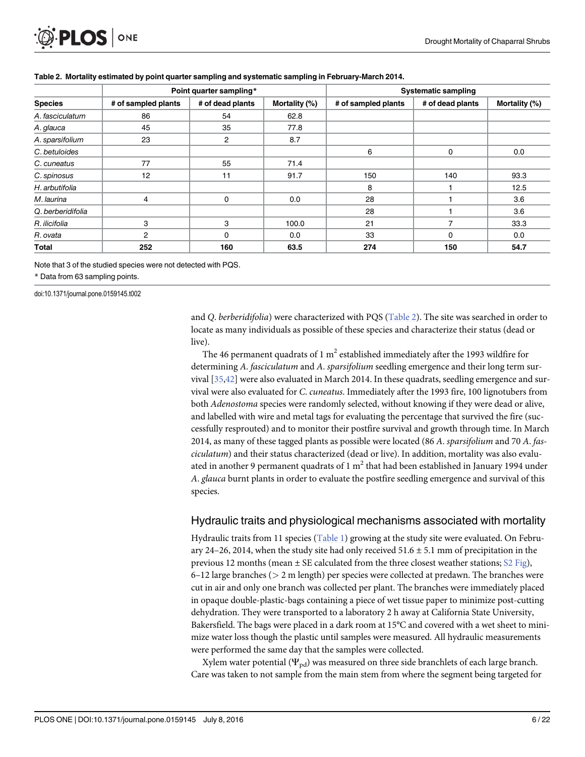**Table 2. Mortality estimated by point quarter sampling and systematic sampling in February-March 2014.**

| | Point quarter sampling* | | | Systematic sampling | | |
|---|---|---|---|---|---|---|
| **Species** | **# of sampled plants** | **# of dead plants** | **Mortality (%)** | **# of sampled plants** | **# of dead plants** | **Mortality (%)** |
| *A. fasciculatum* | 86 | 54 | 62.8 | | | |
| *A. glauca* | 45 | 35 | 77.8 | | | |
| *A. sparsifolium* | 23 | 2 | 8.7 | | | |
| *C. betuloides* | | | | 6 | 0 | 0.0 |
| *C. cuneatus* | 77 | 55 | 71.4 | | | |
| *C. spinosus* | 12 | 11 | 91.7 | 150 | 140 | 93.3 |
| *H. arbutifolia* | | | | 8 | 1 | 12.5 |
| *M. laurina* | 4 | 0 | 0.0 | 28 | 1 | 3.6 |
| *Q. berberidifolia* | | | | 28 | 1 | 3.6 |
| *R. ilicifolia* | 3 | 3 | 100.0 | 21 | 7 | 33.3 |
| *R. ovata* | 2 | 0 | 0.0 | 33 | 0 | 0.0 |
| **Total** | **252** | **160** | **63.5** | **274** | **150** | **54.7** |

Note that 3 of the studied species were not detected with PQS.

* Data from 63 sampling points.

doi:10.1371/journal.pone.0159145.t002

and *Q. berberidifolia*) were characterized with PQS (Table 2). The site was searched in order to locate as many individuals as possible of these species and characterize their status (dead or live).

The 46 permanent quadrats of 1 $m^2$ established immediately after the 1993 wildfire for determining *A. fasciculatum* and *A. sparsifolium* seedling emergence and their long term survival [35,42] were also evaluated in March 2014. In these quadrats, seedling emergence and survival were also evaluated for *C. cuneatus*. Immediately after the 1993 fire, 100 lignotubers from both *Adenostoma* species were randomly selected, without knowing if they were dead or alive, and labelled with wire and metal tags for evaluating the percentage that survived the fire (successfully resprouted) and to monitor their postfire survival and growth through time. In March 2014, as many of these tagged plants as possible were located (86 *A. sparsifolium* and 70 *A. fasciculatum*) and their status characterized (dead or live). In addition, mortality was also evaluated in another 9 permanent quadrats of 1 $m^2$ that had been established in January 1994 under *A. glauca* burnt plants in order to evaluate the postfire seedling emergence and survival of this species.

## Hydraulic traits and physiological mechanisms associated with mortality

Hydraulic traits from 11 species (Table 1) growing at the study site were evaluated. On February 24–26, 2014, when the study site had only received 51.6 ± 5.1 mm of precipitation in the previous 12 months (mean ± SE calculated from the three closest weather stations; S2 Fig), 6–12 large branches (> 2 m length) per species were collected at predawn. The branches were cut in air and only one branch was collected per plant. The branches were immediately placed in opaque double-plastic-bags containing a piece of wet tissue paper to minimize post-cutting dehydration. They were transported to a laboratory 2 h away at California State University, Bakersfield. The bags were placed in a dark room at 15°C and covered with a wet sheet to minimize water loss though the plastic until samples were measured. All hydraulic measurements were performed the same day that the samples were collected.

Xylem water potential ($\Psi_{pd}$) was measured on three side branchlets of each large branch. Care was taken to not sample from the main stem from where the segment being targeted for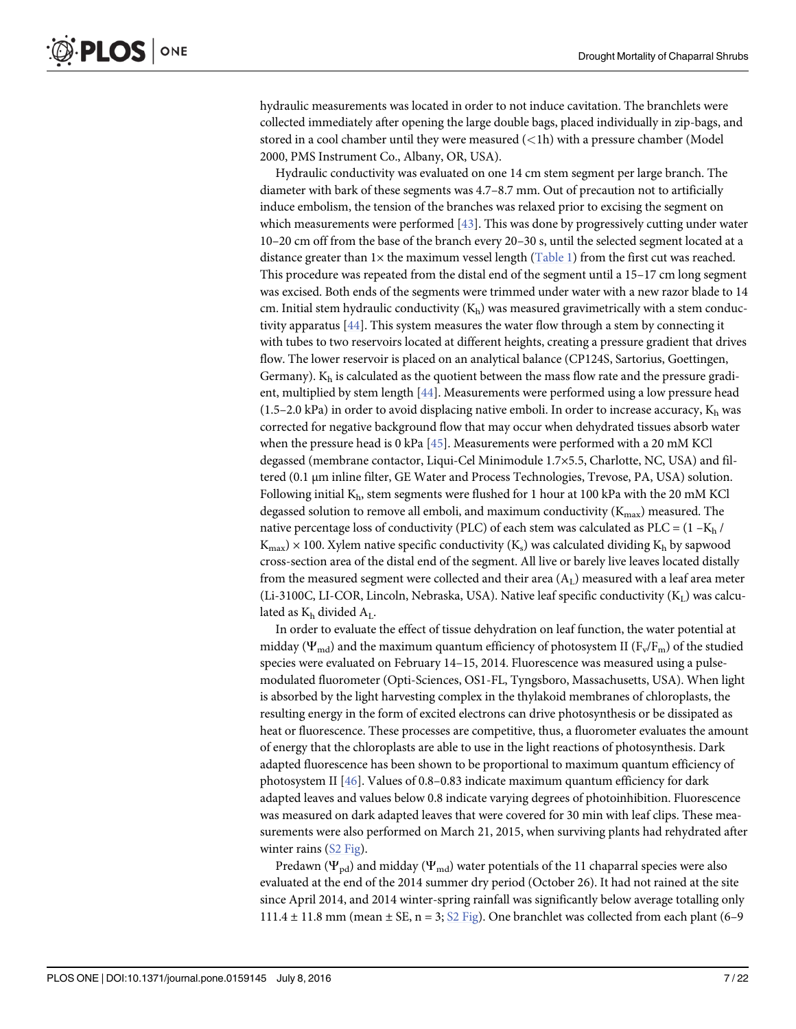hydraulic measurements was located in order to not induce cavitation. The branchlets were collected immediately after opening the large double bags, placed individually in zip-bags, and stored in a cool chamber until they were measured (<1h) with a pressure chamber (Model 2000, PMS Instrument Co., Albany, OR, USA).

Hydraulic conductivity was evaluated on one 14 cm stem segment per large branch. The diameter with bark of these segments was 4.7–8.7 mm. Out of precaution not to artificially induce embolism, the tension of the branches was relaxed prior to excising the segment on which measurements were performed [43]. This was done by progressively cutting under water 10–20 cm off from the base of the branch every 20–30 s, until the selected segment located at a distance greater than 1× the maximum vessel length (Table 1) from the first cut was reached. This procedure was repeated from the distal end of the segment until a 15–17 cm long segment was excised. Both ends of the segments were trimmed under water with a new razor blade to 14 cm. Initial stem hydraulic conductivity ($K_h$) was measured gravimetrically with a stem conductivity apparatus [44]. This system measures the water flow through a stem by connecting it with tubes to two reservoirs located at different heights, creating a pressure gradient that drives flow. The lower reservoir is placed on an analytical balance (CP124S, Sartorius, Goettingen, Germany). $K_h$ is calculated as the quotient between the mass flow rate and the pressure gradient, multiplied by stem length [44]. Measurements were performed using a low pressure head (1.5–2.0 kPa) in order to avoid displacing native emboli. In order to increase accuracy, $K_h$ was corrected for negative background flow that may occur when dehydrated tissues absorb water when the pressure head is 0 kPa [45]. Measurements were performed with a 20 mM KCl degassed (membrane contactor, Liqui-Cel Minimodule 1.7×5.5, Charlotte, NC, USA) and filtered (0.1 μm inline filter, GE Water and Process Technologies, Trevose, PA, USA) solution. Following initial $K_h$, stem segments were flushed for 1 hour at 100 kPa with the 20 mM KCl degassed solution to remove all emboli, and maximum conductivity ($K_{max}$) measured. The native percentage loss of conductivity (PLC) of each stem was calculated as $PLC = (1 - K_h / K_{max}) \times 100$. Xylem native specific conductivity ($K_s$) was calculated dividing $K_h$ by sapwood cross-section area of the distal end of the segment. All live or barely live leaves located distally from the measured segment were collected and their area ($A_L$) measured with a leaf area meter (Li-3100C, LI-COR, Lincoln, Nebraska, USA). Native leaf specific conductivity ($K_L$) was calculated as $K_h$ divided $A_L$.

In order to evaluate the effect of tissue dehydration on leaf function, the water potential at midday ($\Psi_{md}$) and the maximum quantum efficiency of photosystem II ($F_v/F_m$) of the studied species were evaluated on February 14–15, 2014. Fluorescence was measured using a pulse-modulated fluorometer (Opti-Sciences, OS1-FL, Tyngsboro, Massachusetts, USA). When light is absorbed by the light harvesting complex in the thylakoid membranes of chloroplasts, the resulting energy in the form of excited electrons can drive photosynthesis or be dissipated as heat or fluorescence. These processes are competitive, thus, a fluorometer evaluates the amount of energy that the chloroplasts are able to use in the light reactions of photosynthesis. Dark adapted fluorescence has been shown to be proportional to maximum quantum efficiency of photosystem II [46]. Values of 0.8–0.83 indicate maximum quantum efficiency for dark adapted leaves and values below 0.8 indicate varying degrees of photoinhibition. Fluorescence was measured on dark adapted leaves that were covered for 30 min with leaf clips. These measurements were also performed on March 21, 2015, when surviving plants had rehydrated after winter rains (S2 Fig).

Predawn ($\Psi_{pd}$) and midday ($\Psi_{md}$) water potentials of the 11 chaparral species were also evaluated at the end of the 2014 summer dry period (October 26). It had not rained at the site since April 2014, and 2014 winter-spring rainfall was significantly below average totalling only 111.4 ± 11.8 mm (mean ± SE, n = 3; S2 Fig). One branchlet was collected from each plant (6–9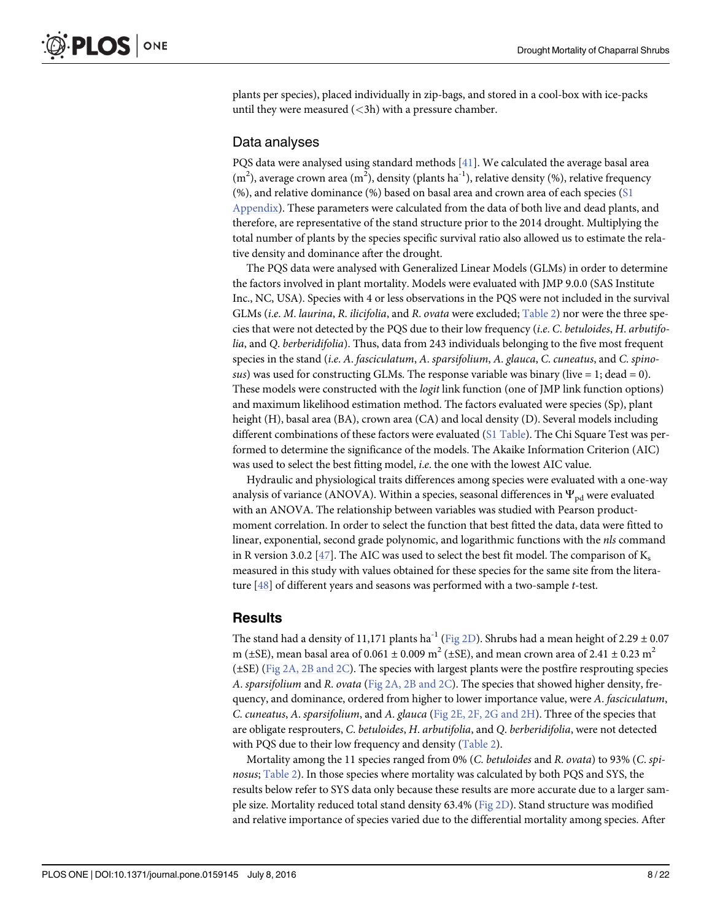plants per species), placed individually in zip-bags, and stored in a cool-box with ice-packs until they were measured (<3h) with a pressure chamber.

## Data analyses

PQS data were analysed using standard methods [41]. We calculated the average basal area ($m^2$), average crown area ($m^2$), density (plants $ha^{-1}$), relative density (%), relative frequency (%), and relative dominance (%) based on basal area and crown area of each species (S1 Appendix). These parameters were calculated from the data of both live and dead plants, and therefore, are representative of the stand structure prior to the 2014 drought. Multiplying the total number of plants by the species specific survival ratio also allowed us to estimate the relative density and dominance after the drought.

The PQS data were analysed with Generalized Linear Models (GLMs) in order to determine the factors involved in plant mortality. Models were evaluated with JMP 9.0.0 (SAS Institute Inc., NC, USA). Species with 4 or less observations in the PQS were not included in the survival GLMs (*i.e. M. laurina*, *R. ilicifolia*, and *R. ovata* were excluded; Table 2) nor were the three species that were not detected by the PQS due to their low frequency (*i.e. C. betuloides*, *H. arbutifolia*, and *Q. berberidifolia*). Thus, data from 243 individuals belonging to the five most frequent species in the stand (*i.e. A. fasciculatum*, *A. sparsifolium*, *A. glauca*, *C. cuneatus*, and *C. spinosus*) was used for constructing GLMs. The response variable was binary (live = 1; dead = 0). These models were constructed with the *logit* link function (one of JMP link function options) and maximum likelihood estimation method. The factors evaluated were species (Sp), plant height (H), basal area (BA), crown area (CA) and local density (D). Several models including different combinations of these factors were evaluated (S1 Table). The Chi Square Test was performed to determine the significance of the models. The Akaike Information Criterion (AIC) was used to select the best fitting model, *i.e.* the one with the lowest AIC value.

Hydraulic and physiological traits differences among species were evaluated with a one-way analysis of variance (ANOVA). Within a species, seasonal differences in $\Psi_{pd}$ were evaluated with an ANOVA. The relationship between variables was studied with Pearson product-moment correlation. In order to select the function that best fitted the data, data were fitted to linear, exponential, second grade polynomic, and logarithmic functions with the *nls* command in R version 3.0.2 [47]. The AIC was used to select the best fit model. The comparison of $K_s$ measured in this study with values obtained for these species for the same site from the literature [48] of different years and seasons was performed with a two-sample *t*-test.

## Results

The stand had a density of 11,171 plants $ha^{-1}$ (Fig 2D). Shrubs had a mean height of 2.29 ± 0.07 m (±SE), mean basal area of 0.061 ± 0.009 $m^2$ (±SE), and mean crown area of 2.41 ± 0.23 $m^2$ (±SE) (Fig 2A, 2B and 2C). The species with largest plants were the postfire resprouting species *A. sparsifolium* and *R. ovata* (Fig 2A, 2B and 2C). The species that showed higher density, frequency, and dominance, ordered from higher to lower importance value, were *A. fasciculatum*, *C. cuneatus*, *A. sparsifolium*, and *A. glauca* (Fig 2E, 2F, 2G and 2H). Three of the species that are obligate resprouters, *C. betuloides*, *H. arbutifolia*, and *Q. berberidifolia*, were not detected with PQS due to their low frequency and density (Table 2).

Mortality among the 11 species ranged from 0% (*C. betuloides* and *R. ovata*) to 93% (*C. spinosus*; Table 2). In those species where mortality was calculated by both PQS and SYS, the results below refer to SYS data only because these results are more accurate due to a larger sample size. Mortality reduced total stand density 63.4% (Fig 2D). Stand structure was modified and relative importance of species varied due to the differential mortality among species. After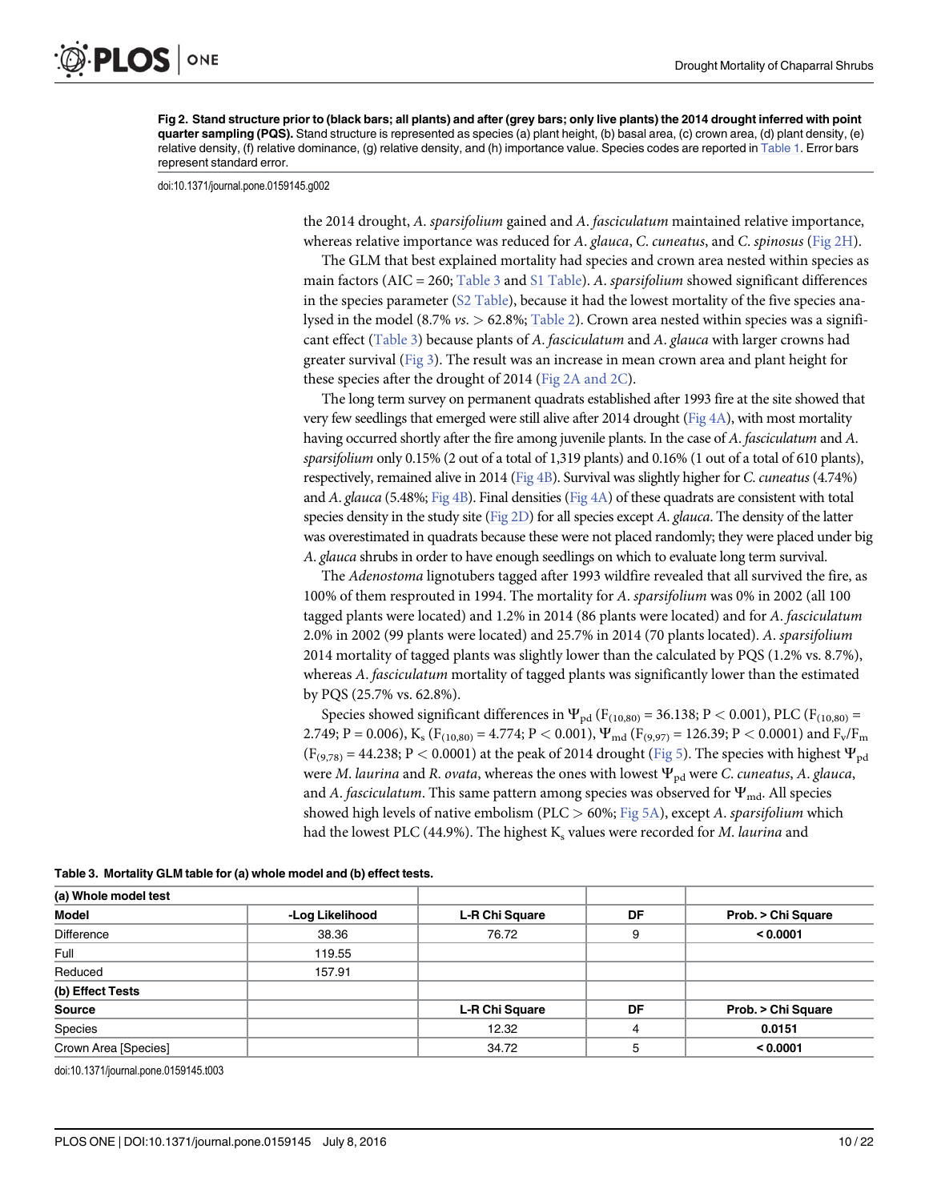**Fig 2. Stand structure prior to (black bars; all plants) and after (grey bars; only live plants) the 2014 drought inferred with point quarter sampling (PQS).** Stand structure is represented as species (a) plant height, (b) basal area, (c) crown area, (d) plant density, (e) relative density, (f) relative dominance, (g) relative density, and (h) importance value. Species codes are reported in Table 1. Error bars represent standard error.

doi:10.1371/journal.pone.0159145.g002

the 2014 drought, *A. sparsifolium* gained and *A. fasciculatum* maintained relative importance, whereas relative importance was reduced for *A. glauca*, *C. cuneatus*, and *C. spinosus* (Fig 2H).

The GLM that best explained mortality had species and crown area nested within species as main factors (AIC = 260; Table 3 and S1 Table). *A. sparsifolium* showed significant differences in the species parameter (S2 Table), because it had the lowest mortality of the five species analysed in the model (8.7% *vs.* > 62.8%; Table 2). Crown area nested within species was a significant effect (Table 3) because plants of *A. fasciculatum* and *A. glauca* with larger crowns had greater survival (Fig 3). The result was an increase in mean crown area and plant height for these species after the drought of 2014 (Fig 2A and 2C).

The long term survey on permanent quadrats established after 1993 fire at the site showed that very few seedlings that emerged were still alive after 2014 drought (Fig 4A), with most mortality having occurred shortly after the fire among juvenile plants. In the case of *A. fasciculatum* and *A. sparsifolium* only 0.15% (2 out of a total of 1,319 plants) and 0.16% (1 out of a total of 610 plants), respectively, remained alive in 2014 (Fig 4B). Survival was slightly higher for *C. cuneatus* (4.74%) and *A. glauca* (5.48%; Fig 4B). Final densities (Fig 4A) of these quadrats are consistent with total species density in the study site (Fig 2D) for all species except *A. glauca*. The density of the latter was overestimated in quadrats because these were not placed randomly; they were placed under big *A. glauca* shrubs in order to have enough seedlings on which to evaluate long term survival.

The *Adenostoma* lignotubers tagged after 1993 wildfire revealed that all survived the fire, as 100% of them resprouted in 1994. The mortality for *A. sparsifolium* was 0% in 2002 (all 100 tagged plants were located) and 1.2% in 2014 (86 plants were located) and for *A. fasciculatum* 2.0% in 2002 (99 plants were located) and 25.7% in 2014 (70 plants located). *A. sparsifolium* 2014 mortality of tagged plants was slightly lower than the calculated by PQS (1.2% vs. 8.7%), whereas *A. fasciculatum* mortality of tagged plants was significantly lower than the estimated by PQS (25.7% vs. 62.8%).

Species showed significant differences in $\Psi_{pd}$ ($F_{(10,80)} = 36.138$; $P < 0.001$), PLC ($F_{(10,80)} = 2.749$; $P = 0.006$), $K_s$ ($F_{(10,80)} = 4.774$; $P < 0.001$), $\Psi_{md}$ ($F_{(9,97)} = 126.39$; $P < 0.0001$) and $F_v/F_m$ ($F_{(9,78)} = 44.238$; $P < 0.0001$) at the peak of 2014 drought (Fig 5). The species with highest $\Psi_{pd}$ were *M. laurina* and *R. ovata*, whereas the ones with lowest $\Psi_{pd}$ were *C. cuneatus*, *A. glauca*, and *A. fasciculatum*. This same pattern among species was observed for $\Psi_{md}$. All species showed high levels of native embolism (PLC > 60%; Fig 5A), except *A. sparsifolium* which had the lowest PLC (44.9%). The highest $K_s$ values were recorded for *M. laurina* and

**Table 3. Mortality GLM table for (a) whole model and (b) effect tests.**

| **(a) Whole model test** | | | | |
|---|---|---|---|---|
| **Model** | **-Log Likelihood** | **L-R Chi Square** | **DF** | **Prob. > Chi Square** |
| Difference | 38.36 | 76.72 | 9 | **< 0.0001** |
| Full | 119.55 | | | |
| Reduced | 157.91 | | | |
| **(b) Effect Tests** | | | | |
| **Source** | | **L-R Chi Square** | **DF** | **Prob. > Chi Square** |
| Species | | 12.32 | 4 | **0.0151** |
| Crown Area [Species] | | 34.72 | 5 | **< 0.0001** |

doi:10.1371/journal.pone.0159145.t003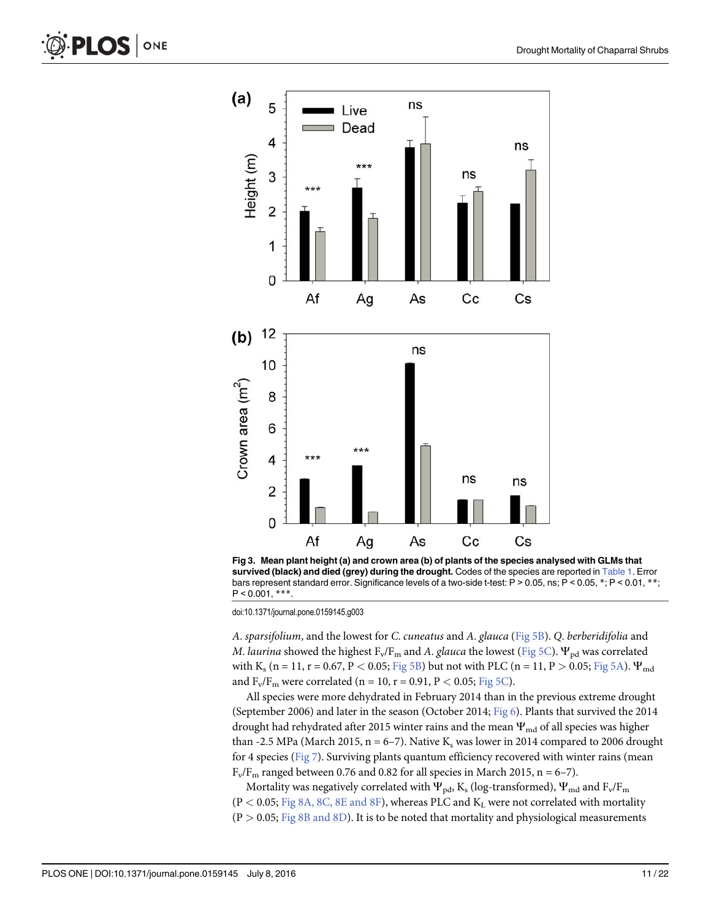**Fig 3. Mean plant height (a) and crown area (b) of plants of the species analysed with GLMs that survived (black) and died (grey) during the drought.** Codes of the species are reported in Table 1. Error bars represent standard error. Significance levels of a two-side t-test: P > 0.05, ns; P < 0.05, *; P < 0.01, **; P < 0.001, ***.

doi:10.1371/journal.pone.0159145.g003

*A. sparsifolium*, and the lowest for *C. cuneatus* and *A. glauca* (Fig 5B). *Q. berberidifolia* and *M. laurina* showed the highest $F_v/F_m$ and *A. glauca* the lowest (Fig 5C). $\Psi_{pd}$ was correlated with $K_s$ (n = 11, r = 0.67, $P < 0.05$; Fig 5B) but not with PLC (n = 11, $P > 0.05$; Fig 5A). $\Psi_{md}$ and $F_v/F_m$ were correlated (n = 10, r = 0.91, $P < 0.05$; Fig 5C).

All species were more dehydrated in February 2014 than in the previous extreme drought (September 2006) and later in the season (October 2014; Fig 6). Plants that survived the 2014 drought had rehydrated after 2015 winter rains and the mean $\Psi_{md}$ of all species was higher than -2.5 MPa (March 2015, n = 6–7). Native $K_s$ was lower in 2014 compared to 2006 drought for 4 species (Fig 7). Surviving plants quantum efficiency recovered with winter rains (mean $F_v/F_m$ ranged between 0.76 and 0.82 for all species in March 2015, n = 6–7).

Mortality was negatively correlated with $\Psi_{pd}$, $K_s$ (log-transformed), $\Psi_{md}$ and $F_v/F_m$ ($P < 0.05$; Fig 8A, 8C, 8E and 8F), whereas PLC and $K_L$ were not correlated with mortality ($P > 0.05$; Fig 8B and 8D). It is to be noted that mortality and physiological measurements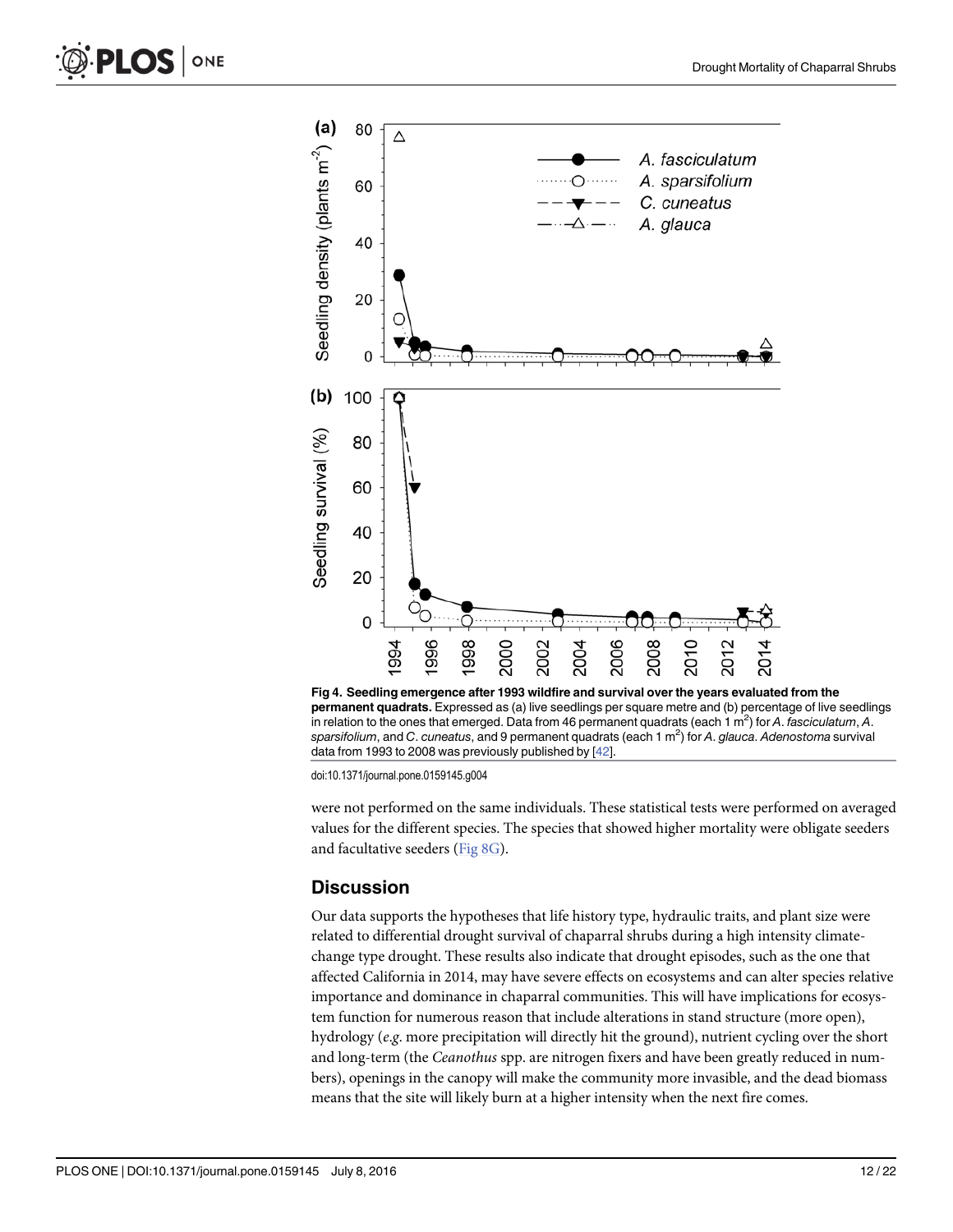**Fig 4. Seedling emergence after 1993 wildfire and survival over the years evaluated from the permanent quadrats.** Expressed as (a) live seedlings per square metre and (b) percentage of live seedlings in relation to the ones that emerged. Data from 46 permanent quadrats (each 1 $m^2$) for *A. fasciculatum*, *A. sparsifolium*, and *C. cuneatus*, and 9 permanent quadrats (each 1 $m^2$) for *A. glauca*. *Adenostoma* survival data from 1993 to 2008 was previously published by [42].

doi:10.1371/journal.pone.0159145.g004

were not performed on the same individuals. These statistical tests were performed on averaged values for the different species. The species that showed higher mortality were obligate seeders and facultative seeders (Fig 8G).

## Discussion

Our data supports the hypotheses that life history type, hydraulic traits, and plant size were related to differential drought survival of chaparral shrubs during a high intensity climate-change type drought. These results also indicate that drought episodes, such as the one that affected California in 2014, may have severe effects on ecosystems and can alter species relative importance and dominance in chaparral communities. This will have implications for ecosystem function for numerous reason that include alterations in stand structure (more open), hydrology (*e.g.* more precipitation will directly hit the ground), nutrient cycling over the short and long-term (the *Ceanothus* spp. are nitrogen fixers and have been greatly reduced in numbers), openings in the canopy will make the community more invasible, and the dead biomass means that the site will likely burn at a higher intensity when the next fire comes.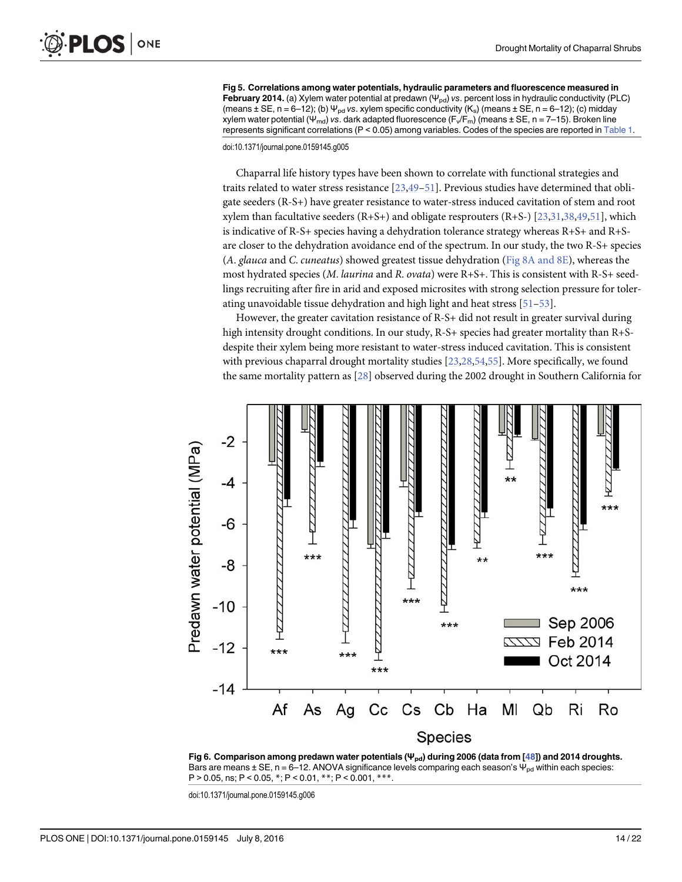**Fig 5. Correlations among water potentials, hydraulic parameters and fluorescence measured in February 2014.** (a) Xylem water potential at predawn ($\Psi_{pd}$) *vs*. percent loss in hydraulic conductivity (PLC) (means ± SE, n = 6–12); (b) $\Psi_{pd}$ *vs*. xylem specific conductivity ($K_s$) (means ± SE, n = 6–12); (c) midday xylem water potential ($\Psi_{md}$) *vs*. dark adapted fluorescence ($F_v/F_m$) (means ± SE, n = 7–15). Broken line represents significant correlations (P < 0.05) among variables. Codes of the species are reported in Table 1.

doi:10.1371/journal.pone.0159145.g005

Chaparral life history types have been shown to correlate with functional strategies and traits related to water stress resistance [23,49–51]. Previous studies have determined that obligate seeders (R-S+) have greater resistance to water-stress induced cavitation of stem and root xylem than facultative seeders (R+S+) and obligate resprouters (R+S-) [23,31,38,49,51], which is indicative of R-S+ species having a dehydration tolerance strategy whereas R+S+ and R+S- are closer to the dehydration avoidance end of the spectrum. In our study, the two R-S+ species (*A. glauca* and *C. cuneatus*) showed greatest tissue dehydration (Fig 8A and 8E), whereas the most hydrated species (*M. laurina* and *R. ovata*) were R+S+. This is consistent with R-S+ seedlings recruiting after fire in arid and exposed microsites with strong selection pressure for tolerating unavoidable tissue dehydration and high light and heat stress [51–53].

However, the greater cavitation resistance of R-S+ did not result in greater survival during high intensity drought conditions. In our study, R-S+ species had greater mortality than R+S- despite their xylem being more resistant to water-stress induced cavitation. This is consistent with previous chaparral drought mortality studies [23,28,54,55]. More specifically, we found the same mortality pattern as [28] observed during the 2002 drought in Southern California for

**Fig 6. Comparison among predawn water potentials ($\Psi_{pd}$) during 2006 (data from [48]) and 2014 droughts.** Bars are means ± SE, n = 6–12. ANOVA significance levels comparing each season's $\Psi_{pd}$ within each species: P > 0.05, ns; P < 0.05, *; P < 0.01, **; P < 0.001, ***.

doi:10.1371/journal.pone.0159145.g006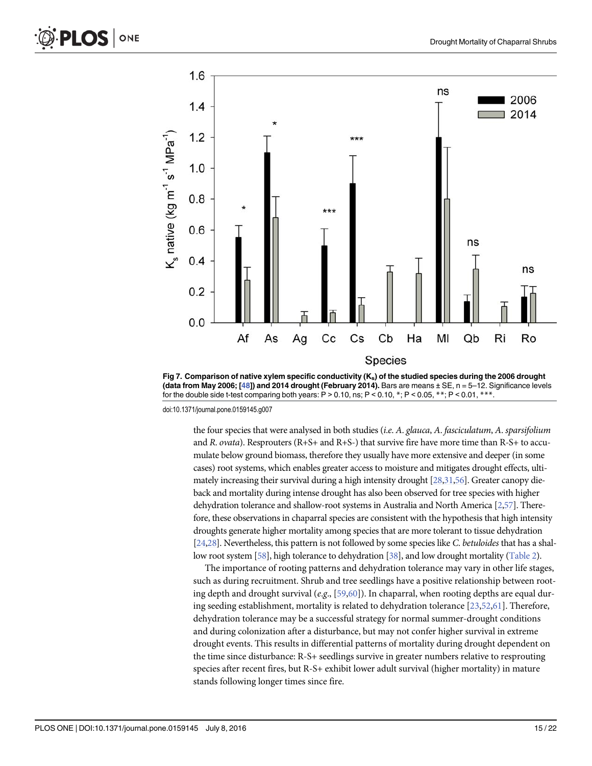**Fig 7. Comparison of native xylem specific conductivity ($K_s$) of the studied species during the 2006 drought (data from May 2006; [48]) and 2014 drought (February 2014).** Bars are means ± SE, n = 5–12. Significance levels for the double side t-test comparing both years: P > 0.10, ns; P < 0.10, *; P < 0.05, **; P < 0.01, ***.

doi:10.1371/journal.pone.0159145.g007

the four species that were analysed in both studies (*i.e. A. glauca*, *A. fasciculatum*, *A. sparsifolium* and *R. ovata*). Resprouters (R+S+ and R+S-) that survive fire have more time than R-S+ to accumulate below ground biomass, therefore they usually have more extensive and deeper (in some cases) root systems, which enables greater access to moisture and mitigates drought effects, ultimately increasing their survival during a high intensity drought [28,31,56]. Greater canopy dieback and mortality during intense drought has also been observed for tree species with higher dehydration tolerance and shallow-root systems in Australia and North America [2,57]. Therefore, these observations in chaparral species are consistent with the hypothesis that high intensity droughts generate higher mortality among species that are more tolerant to tissue dehydration [24,28]. Nevertheless, this pattern is not followed by some species like *C. betuloides* that has a shallow root system [58], high tolerance to dehydration [38], and low drought mortality (Table 2).

The importance of rooting patterns and dehydration tolerance may vary in other life stages, such as during recruitment. Shrub and tree seedlings have a positive relationship between rooting depth and drought survival (*e.g.*, [59,60]). In chaparral, when rooting depths are equal during seeding establishment, mortality is related to dehydration tolerance [23,52,61]. Therefore, dehydration tolerance may be a successful strategy for normal summer-drought conditions and during colonization after a disturbance, but may not confer higher survival in extreme drought events. This results in differential patterns of mortality during drought dependent on the time since disturbance: R-S+ seedlings survive in greater numbers relative to resprouting species after recent fires, but R-S+ exhibit lower adult survival (higher mortality) in mature stands following longer times since fire.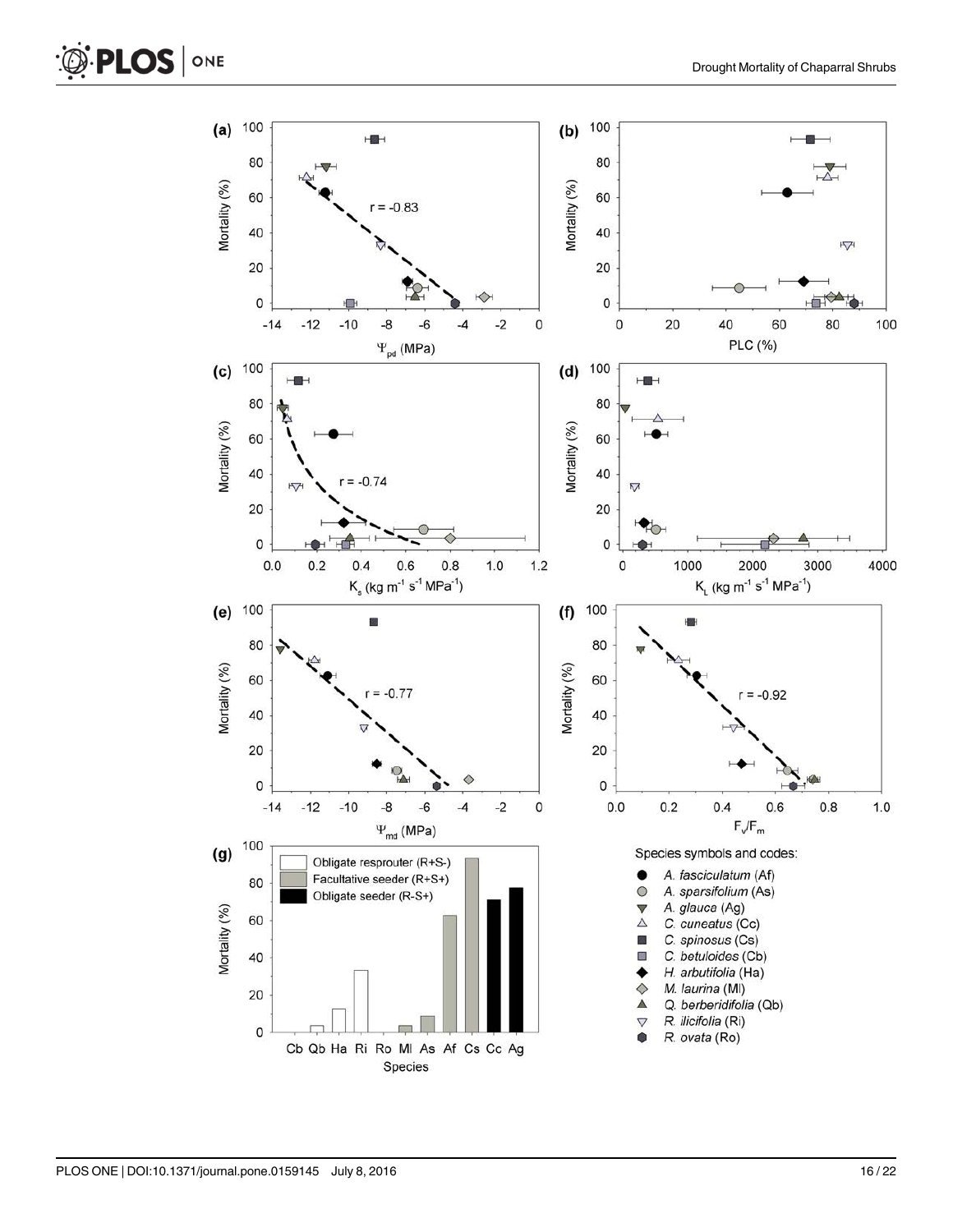Species symbols and codes:

- *A. fasciculatum* (Af)
- *A. sparsifolium* (As)
- *A. glauca* (Ag)
- *C. cuneatus* (Cc)
- *C. spinosus* (Cs)
- *C. betuloides* (Cb)
- *H. arbutifolia* (Ha)
- *M. laurina* (Ml)
- *Q. berberidifolia* (Qb)
- *R. ilicifolia* (Ri)
- *R. ovata* (Ro)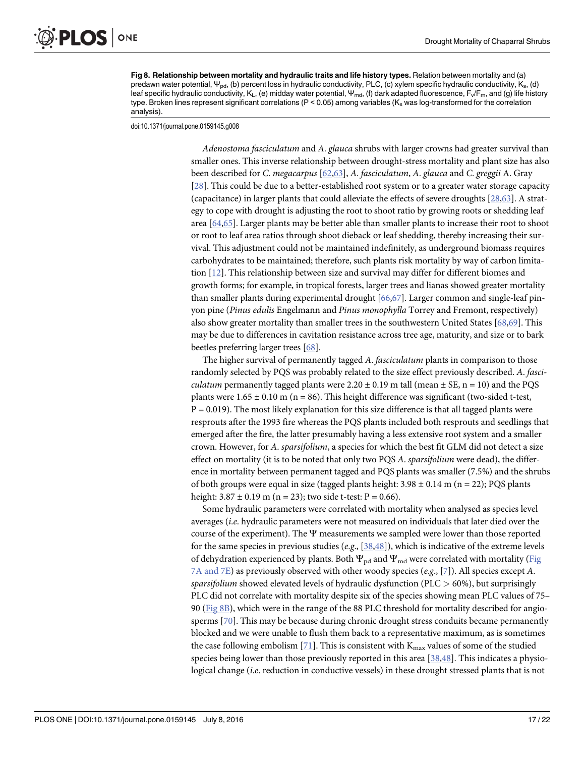**Fig 8. Relationship between mortality and hydraulic traits and life history types.** Relation between mortality and (a) predawn water potential, $\Psi_{pd}$, (b) percent loss in hydraulic conductivity, PLC, (c) xylem specific hydraulic conductivity, $K_s$, (d) leaf specific hydraulic conductivity, $K_L$, (e) midday water potential, $\Psi_{md}$, (f) dark adapted fluorescence, $F_v/F_m$, and (g) life history type. Broken lines represent significant correlations (P < 0.05) among variables ($K_s$ was log-transformed for the correlation analysis).

doi:10.1371/journal.pone.0159145.g008

*Adenostoma fasciculatum* and *A*. *glauca* shrubs with larger crowns had greater survival than smaller ones. This inverse relationship between drought-stress mortality and plant size has also been described for *C*. *megacarpus* [62,63], *A*. *fasciculatum*, *A*. *glauca* and *C*. *greggii* A. Gray [28]. This could be due to a better-established root system or to a greater water storage capacity (capacitance) in larger plants that could alleviate the effects of severe droughts [28,63]. A strategy to cope with drought is adjusting the root to shoot ratio by growing roots or shedding leaf area [64,65]. Larger plants may be better able than smaller plants to increase their root to shoot or root to leaf area ratios through shoot dieback or leaf shedding, thereby increasing their survival. This adjustment could not be maintained indefinitely, as underground biomass requires carbohydrates to be maintained; therefore, such plants risk mortality by way of carbon limitation [12]. This relationship between size and survival may differ for different biomes and growth forms; for example, in tropical forests, larger trees and lianas showed greater mortality than smaller plants during experimental drought [66,67]. Larger common and single-leaf pinyon pine (*Pinus edulis* Engelmann and *Pinus monophylla* Torrey and Fremont, respectively) also show greater mortality than smaller trees in the southwestern United States [68,69]. This may be due to differences in cavitation resistance across tree age, maturity, and size or to bark beetles preferring larger trees [68].

The higher survival of permanently tagged *A*. *fasciculatum* plants in comparison to those randomly selected by PQS was probably related to the size effect previously described. *A*. *fasciculatum* permanently tagged plants were 2.20 ± 0.19 m tall (mean ± SE, n = 10) and the PQS plants were 1.65 ± 0.10 m (n = 86). This height difference was significant (two-sided t-test, P = 0.019). The most likely explanation for this size difference is that all tagged plants were resprouts after the 1993 fire whereas the PQS plants included both resprouts and seedlings that emerged after the fire, the latter presumably having a less extensive root system and a smaller crown. However, for *A*. *sparsifolium*, a species for which the best fit GLM did not detect a size effect on mortality (it is to be noted that only two PQS *A*. *sparsifolium* were dead), the difference in mortality between permanent tagged and PQS plants was smaller (7.5%) and the shrubs of both groups were equal in size (tagged plants height: 3.98 ± 0.14 m (n = 22); PQS plants height: 3.87 ± 0.19 m (n = 23); two side t-test: P = 0.66).

Some hydraulic parameters were correlated with mortality when analysed as species level averages (*i*.*e*. hydraulic parameters were not measured on individuals that later died over the course of the experiment). The Ψ measurements we sampled were lower than those reported for the same species in previous studies (*e*.*g*., [38,48]), which is indicative of the extreme levels of dehydration experienced by plants. Both $\Psi_{pd}$ and $\Psi_{md}$ were correlated with mortality (Fig 7A and 7E) as previously observed with other woody species (*e*.*g*., [7]). All species except *A*. *sparsifolium* showed elevated levels of hydraulic dysfunction (PLC > 60%), but surprisingly PLC did not correlate with mortality despite six of the species showing mean PLC values of 75–90 (Fig 8B), which were in the range of the 88 PLC threshold for mortality described for angiosperms [70]. This may be because during chronic drought stress conduits became permanently blocked and we were unable to flush them back to a representative maximum, as is sometimes the case following embolism [71]. This is consistent with $K_{max}$ values of some of the studied species being lower than those previously reported in this area [38,48]. This indicates a physiological change (*i*.*e*. reduction in conductive vessels) in these drought stressed plants that is not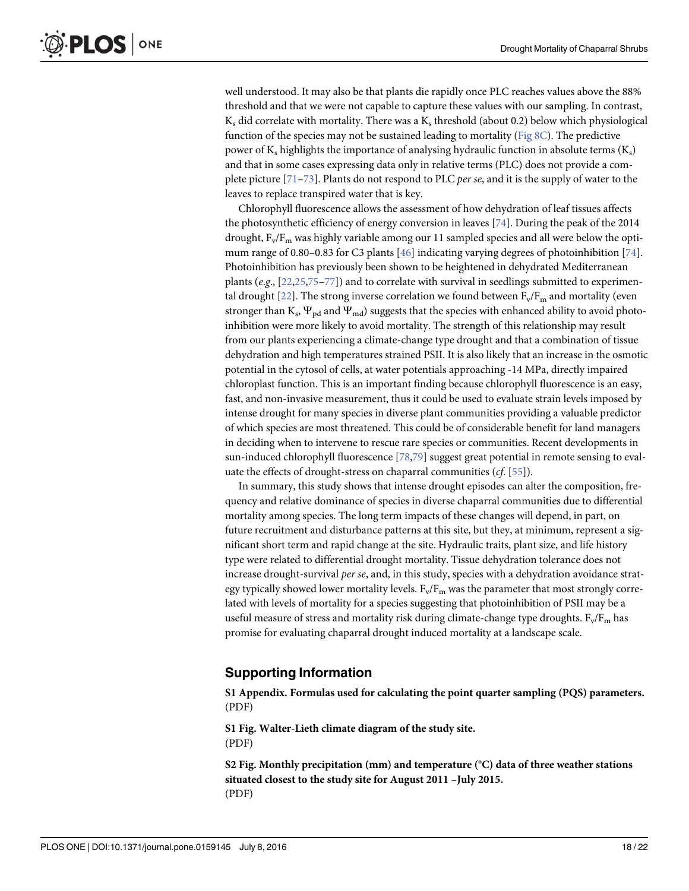well understood. It may also be that plants die rapidly once PLC reaches values above the 88% threshold and that we were not capable to capture these values with our sampling. In contrast, $K_s$ did correlate with mortality. There was a $K_s$ threshold (about 0.2) below which physiological function of the species may not be sustained leading to mortality (Fig 8C). The predictive power of $K_s$ highlights the importance of analysing hydraulic function in absolute terms ($K_s$) and that in some cases expressing data only in relative terms (PLC) does not provide a complete picture [71–73]. Plants do not respond to PLC *per se*, and it is the supply of water to the leaves to replace transpired water that is key.

Chlorophyll fluorescence allows the assessment of how dehydration of leaf tissues affects the photosynthetic efficiency of energy conversion in leaves [74]. During the peak of the 2014 drought, $F_v/F_m$ was highly variable among our 11 sampled species and all were below the optimum range of 0.80–0.83 for C3 plants [46] indicating varying degrees of photoinhibition [74]. Photoinhibition has previously been shown to be heightened in dehydrated Mediterranean plants (*e.g.*, [22,25,75–77]) and to correlate with survival in seedlings submitted to experimental drought [22]. The strong inverse correlation we found between $F_v/F_m$ and mortality (even stronger than $K_s$, $\Psi_{pd}$ and $\Psi_{md}$) suggests that the species with enhanced ability to avoid photoinhibition were more likely to avoid mortality. The strength of this relationship may result from our plants experiencing a climate-change type drought and that a combination of tissue dehydration and high temperatures strained PSII. It is also likely that an increase in the osmotic potential in the cytosol of cells, at water potentials approaching -14 MPa, directly impaired chloroplast function. This is an important finding because chlorophyll fluorescence is an easy, fast, and non-invasive measurement, thus it could be used to evaluate strain levels imposed by intense drought for many species in diverse plant communities providing a valuable predictor of which species are most threatened. This could be of considerable benefit for land managers in deciding when to intervene to rescue rare species or communities. Recent developments in sun-induced chlorophyll fluorescence [78,79] suggest great potential in remote sensing to evaluate the effects of drought-stress on chaparral communities (*cf.* [55]).

In summary, this study shows that intense drought episodes can alter the composition, frequency and relative dominance of species in diverse chaparral communities due to differential mortality among species. The long term impacts of these changes will depend, in part, on future recruitment and disturbance patterns at this site, but they, at minimum, represent a significant short term and rapid change at the site. Hydraulic traits, plant size, and life history type were related to differential drought mortality. Tissue dehydration tolerance does not increase drought-survival *per se*, and, in this study, species with a dehydration avoidance strategy typically showed lower mortality levels. $F_v/F_m$ was the parameter that most strongly correlated with levels of mortality for a species suggesting that photoinhibition of PSII may be a useful measure of stress and mortality risk during climate-change type droughts. $F_v/F_m$ has promise for evaluating chaparral drought induced mortality at a landscape scale.

## Supporting Information

**S1 Appendix. Formulas used for calculating the point quarter sampling (PQS) parameters.**
(PDF)

**S1 Fig. Walter-Lieth climate diagram of the study site.**
(PDF)

**S2 Fig. Monthly precipitation (mm) and temperature (°C) data of three weather stations situated closest to the study site for August 2011 –July 2015.**
(PDF)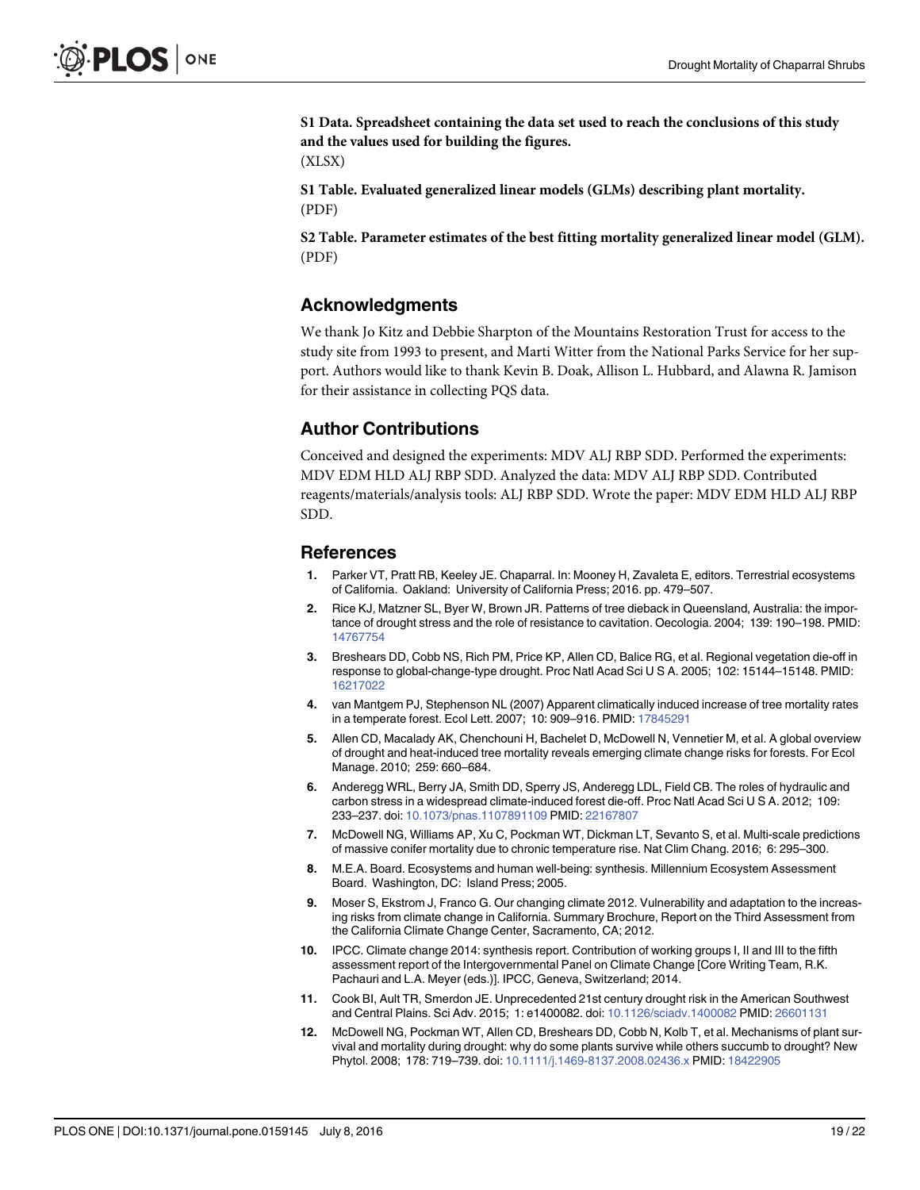**S1 Data. Spreadsheet containing the data set used to reach the conclusions of this study and the values used for building the figures.**
(XLSX)

**S1 Table. Evaluated generalized linear models (GLMs) describing plant mortality.**
(PDF)

**S2 Table. Parameter estimates of the best fitting mortality generalized linear model (GLM).**
(PDF)

## Acknowledgments

We thank Jo Kitz and Debbie Sharpton of the Mountains Restoration Trust for access to the study site from 1993 to present, and Marti Witter from the National Parks Service for her support. Authors would like to thank Kevin B. Doak, Allison L. Hubbard, and Alawna R. Jamison for their assistance in collecting PQS data.

## Author Contributions

Conceived and designed the experiments: MDV ALJ RBP SDD. Performed the experiments: MDV EDM HLD ALJ RBP SDD. Analyzed the data: MDV ALJ RBP SDD. Contributed reagents/materials/analysis tools: ALJ RBP SDD. Wrote the paper: MDV EDM HLD ALJ RBP SDD.

## References

1. Parker VT, Pratt RB, Keeley JE. Chaparral. In: Mooney H, Zavaleta E, editors. Terrestrial ecosystems of California. Oakland: University of California Press; 2016. pp. 479–507.
2. Rice KJ, Matzner SL, Byer W, Brown JR. Patterns of tree dieback in Queensland, Australia: the importance of drought stress and the role of resistance to cavitation. Oecologia. 2004; 139: 190–198. PMID: 14767754
3. Breshears DD, Cobb NS, Rich PM, Price KP, Allen CD, Balice RG, et al. Regional vegetation die-off in response to global-change-type drought. Proc Natl Acad Sci U S A. 2005; 102: 15144–15148. PMID: 16217022
4. van Mantgem PJ, Stephenson NL (2007) Apparent climatically induced increase of tree mortality rates in a temperate forest. Ecol Lett. 2007; 10: 909–916. PMID: 17845291
5. Allen CD, Macalady AK, Chenchouni H, Bachelet D, McDowell N, Vennetier M, et al. A global overview of drought and heat-induced tree mortality reveals emerging climate change risks for forests. For Ecol Manage. 2010; 259: 660–684.
6. Anderegg WRL, Berry JA, Smith DD, Sperry JS, Anderegg LDL, Field CB. The roles of hydraulic and carbon stress in a widespread climate-induced forest die-off. Proc Natl Acad Sci U S A. 2012; 109: 233–237. doi: 10.1073/pnas.1107891109 PMID: 22167807
7. McDowell NG, Williams AP, Xu C, Pockman WT, Dickman LT, Sevanto S, et al. Multi-scale predictions of massive conifer mortality due to chronic temperature rise. Nat Clim Chang. 2016; 6: 295–300.
8. M.E.A. Board. Ecosystems and human well-being: synthesis. Millennium Ecosystem Assessment Board. Washington, DC: Island Press; 2005.
9. Moser S, Ekstrom J, Franco G. Our changing climate 2012. Vulnerability and adaptation to the increasing risks from climate change in California. Summary Brochure, Report on the Third Assessment from the California Climate Change Center, Sacramento, CA; 2012.
10. IPCC. Climate change 2014: synthesis report. Contribution of working groups I, II and III to the fifth assessment report of the Intergovernmental Panel on Climate Change [Core Writing Team, R.K. Pachauri and L.A. Meyer (eds.)]. IPCC, Geneva, Switzerland; 2014.
11. Cook BI, Ault TR, Smerdon JE. Unprecedented 21st century drought risk in the American Southwest and Central Plains. Sci Adv. 2015; 1: e1400082. doi: 10.1126/sciadv.1400082 PMID: 26601131
12. McDowell NG, Pockman WT, Allen CD, Breshears DD, Cobb N, Kolb T, et al. Mechanisms of plant survival and mortality during drought: why do some plants survive while others succumb to drought? New Phytol. 2008; 178: 719–739. doi: 10.1111/j.1469-8137.2008.02436.x PMID: 18422905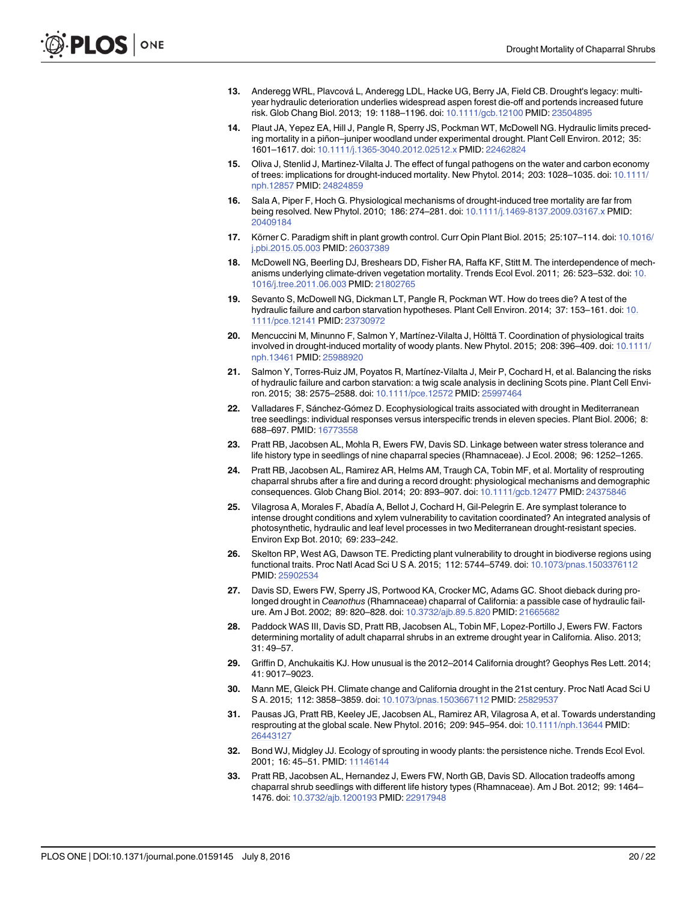13. Anderegg WRL, Plavcová L, Anderegg LDL, Hacke UG, Berry JA, Field CB. Drought's legacy: multi-year hydraulic deterioration underlies widespread aspen forest die-off and portends increased future risk. Glob Chang Biol. 2013; 19: 1188–1196. doi: 10.1111/gcb.12100 PMID: 23504895

14. Plaut JA, Yepez EA, Hill J, Pangle R, Sperry JS, Pockman WT, McDowell NG. Hydraulic limits preceding mortality in a piñon–juniper woodland under experimental drought. Plant Cell Environ. 2012; 35: 1601–1617. doi: 10.1111/j.1365-3040.2012.02512.x PMID: 22462824

15. Oliva J, Stenlid J, Martinez-Vilalta J. The effect of fungal pathogens on the water and carbon economy of trees: implications for drought-induced mortality. New Phytol. 2014; 203: 1028–1035. doi: 10.1111/nph.12857 PMID: 24824859

16. Sala A, Piper F, Hoch G. Physiological mechanisms of drought-induced tree mortality are far from being resolved. New Phytol. 2010; 186: 274–281. doi: 10.1111/j.1469-8137.2009.03167.x PMID: 20409184

17. Körner C. Paradigm shift in plant growth control. Curr Opin Plant Biol. 2015; 25:107–114. doi: 10.1016/j.pbi.2015.05.003 PMID: 26037389

18. McDowell NG, Beerling DJ, Breshears DD, Fisher RA, Raffa KF, Stitt M. The interdependence of mechanisms underlying climate-driven vegetation mortality. Trends Ecol Evol. 2011; 26: 523–532. doi: 10.1016/j.tree.2011.06.003 PMID: 21802765

19. Sevanto S, McDowell NG, Dickman LT, Pangle R, Pockman WT. How do trees die? A test of the hydraulic failure and carbon starvation hypotheses. Plant Cell Environ. 2014; 37: 153–161. doi: 10.1111/pce.12141 PMID: 23730972

20. Mencuccini M, Minunno F, Salmon Y, Martínez-Vilalta J, Hölttä T. Coordination of physiological traits involved in drought-induced mortality of woody plants. New Phytol. 2015; 208: 396–409. doi: 10.1111/nph.13461 PMID: 25988920

21. Salmon Y, Torres-Ruiz JM, Poyatos R, Martínez-Vilalta J, Meir P, Cochard H, et al. Balancing the risks of hydraulic failure and carbon starvation: a twig scale analysis in declining Scots pine. Plant Cell Environ. 2015; 38: 2575–2588. doi: 10.1111/pce.12572 PMID: 25997464

22. Valladares F, Sánchez-Gómez D. Ecophysiological traits associated with drought in Mediterranean tree seedlings: individual responses versus interspecific trends in eleven species. Plant Biol. 2006; 8: 688–697. PMID: 16773558

23. Pratt RB, Jacobsen AL, Mohla R, Ewers FW, Davis SD. Linkage between water stress tolerance and life history type in seedlings of nine chaparral species (Rhamnaceae). J Ecol. 2008; 96: 1252–1265.

24. Pratt RB, Jacobsen AL, Ramirez AR, Helms AM, Traugh CA, Tobin MF, et al. Mortality of resprouting chaparral shrubs after a fire and during a record drought: physiological mechanisms and demographic consequences. Glob Chang Biol. 2014; 20: 893–907. doi: 10.1111/gcb.12477 PMID: 24375846

25. Vilagrosa A, Morales F, Abadía A, Bellot J, Cochard H, Gil-Pelegrin E. Are symplast tolerance to intense drought conditions and xylem vulnerability to cavitation coordinated? An integrated analysis of photosynthetic, hydraulic and leaf level processes in two Mediterranean drought-resistant species. Environ Exp Bot. 2010; 69: 233–242.

26. Skelton RP, West AG, Dawson TE. Predicting plant vulnerability to drought in biodiverse regions using functional traits. Proc Natl Acad Sci U S A. 2015; 112: 5744–5749. doi: 10.1073/pnas.1503376112 PMID: 25902534

27. Davis SD, Ewers FW, Sperry JS, Portwood KA, Crocker MC, Adams GC. Shoot dieback during prolonged drought in *Ceanothus* (Rhamnaceae) chaparral of California: a passible case of hydraulic failure. Am J Bot. 2002; 89: 820–828. doi: 10.3732/ajb.89.5.820 PMID: 21665682

28. Paddock WAS III, Davis SD, Pratt RB, Jacobsen AL, Tobin MF, Lopez-Portillo J, Ewers FW. Factors determining mortality of adult chaparral shrubs in an extreme drought year in California. Aliso. 2013; 31: 49–57.

29. Griffin D, Anchukaitis KJ. How unusual is the 2012–2014 California drought? Geophys Res Lett. 2014; 41: 9017–9023.

30. Mann ME, Gleick PH. Climate change and California drought in the 21st century. Proc Natl Acad Sci U S A. 2015; 112: 3858–3859. doi: 10.1073/pnas.1503667112 PMID: 25829537

31. Pausas JG, Pratt RB, Keeley JE, Jacobsen AL, Ramirez AR, Vilagrosa A, et al. Towards understanding resprouting at the global scale. New Phytol. 2016; 209: 945–954. doi: 10.1111/nph.13644 PMID: 26443127

32. Bond WJ, Midgley JJ. Ecology of sprouting in woody plants: the persistence niche. Trends Ecol Evol. 2001; 16: 45–51. PMID: 11146144

33. Pratt RB, Jacobsen AL, Hernandez J, Ewers FW, North GB, Davis SD. Allocation tradeoffs among chaparral shrub seedlings with different life history types (Rhamnaceae). Am J Bot. 2012; 99: 1464–1476. doi: 10.3732/ajb.1200193 PMID: 22917948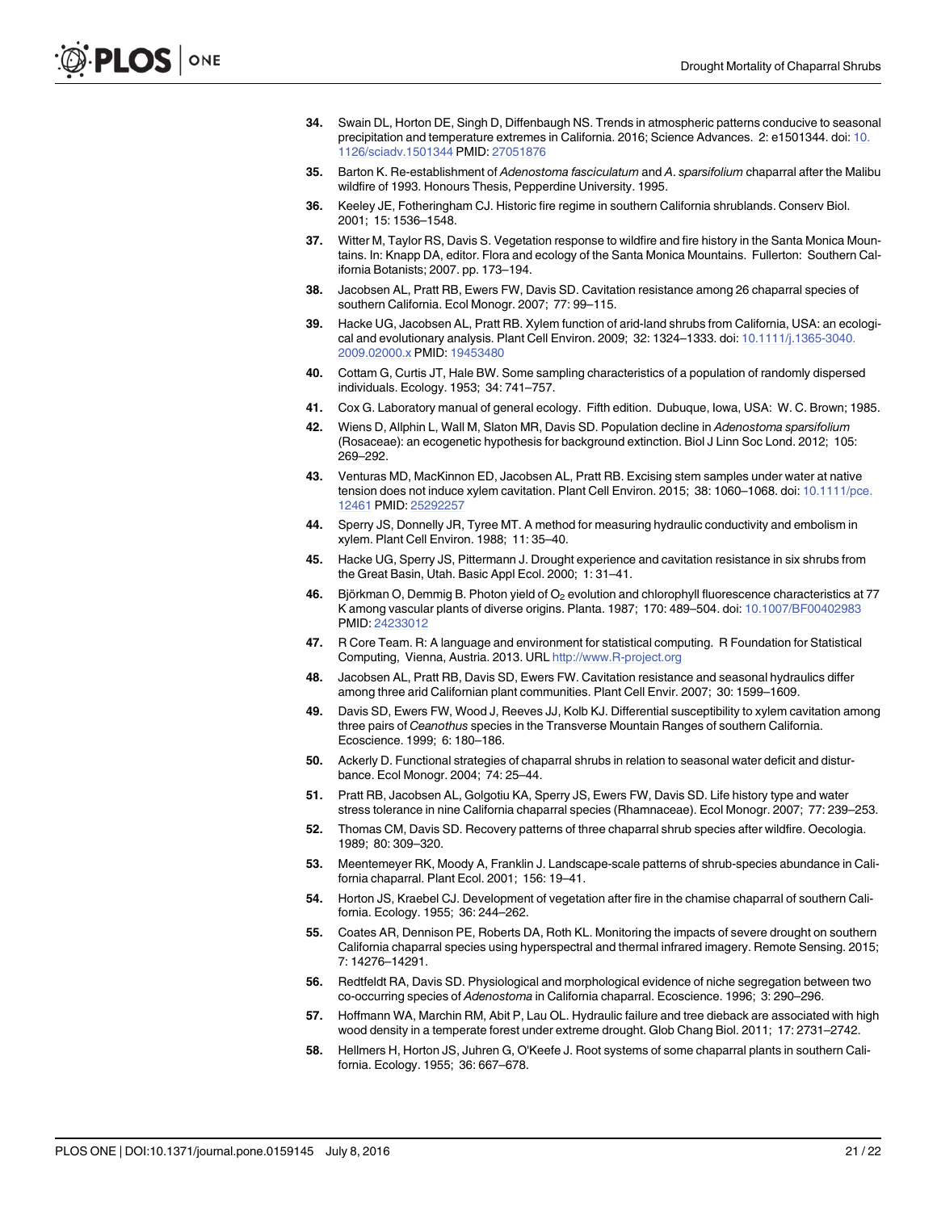34. Swain DL, Horton DE, Singh D, Diffenbaugh NS. Trends in atmospheric patterns conducive to seasonal precipitation and temperature extremes in California. 2016; Science Advances. 2: e1501344. doi: 10.1126/sciadv.1501344 PMID: 27051876

35. Barton K. Re-establishment of *Adenostoma fasciculatum* and *A. sparsifolium* chaparral after the Malibu wildfire of 1993. Honours Thesis, Pepperdine University. 1995.

36. Keeley JE, Fotheringham CJ. Historic fire regime in southern California shrublands. Conserv Biol. 2001; 15: 1536–1548.

37. Witter M, Taylor RS, Davis S. Vegetation response to wildfire and fire history in the Santa Monica Mountains. In: Knapp DA, editor. Flora and ecology of the Santa Monica Mountains. Fullerton: Southern California Botanists; 2007. pp. 173–194.

38. Jacobsen AL, Pratt RB, Ewers FW, Davis SD. Cavitation resistance among 26 chaparral species of southern California. Ecol Monogr. 2007; 77: 99–115.

39. Hacke UG, Jacobsen AL, Pratt RB. Xylem function of arid-land shrubs from California, USA: an ecological and evolutionary analysis. Plant Cell Environ. 2009; 32: 1324–1333. doi: 10.1111/j.1365-3040.2009.02000.x PMID: 19453480

40. Cottam G, Curtis JT, Hale BW. Some sampling characteristics of a population of randomly dispersed individuals. Ecology. 1953; 34: 741–757.

41. Cox G. Laboratory manual of general ecology. Fifth edition. Dubuque, Iowa, USA: W. C. Brown; 1985.

42. Wiens D, Allphin L, Wall M, Slaton MR, Davis SD. Population decline in *Adenostoma sparsifolium* (Rosaceae): an ecogenetic hypothesis for background extinction. Biol J Linn Soc Lond. 2012; 105: 269–292.

43. Venturas MD, MacKinnon ED, Jacobsen AL, Pratt RB. Excising stem samples under water at native tension does not induce xylem cavitation. Plant Cell Environ. 2015; 38: 1060–1068. doi: 10.1111/pce.12461 PMID: 25292257

44. Sperry JS, Donnelly JR, Tyree MT. A method for measuring hydraulic conductivity and embolism in xylem. Plant Cell Environ. 1988; 11: 35–40.

45. Hacke UG, Sperry JS, Pittermann J. Drought experience and cavitation resistance in six shrubs from the Great Basin, Utah. Basic Appl Ecol. 2000; 1: 31–41.

46. Björkman O, Demmig B. Photon yield of $O_2$ evolution and chlorophyll fluorescence characteristics at 77 K among vascular plants of diverse origins. Planta. 1987; 170: 489–504. doi: 10.1007/BF00402983 PMID: 24233012

47. R Core Team. R: A language and environment for statistical computing. R Foundation for Statistical Computing, Vienna, Austria. 2013. URL http://www.R-project.org

48. Jacobsen AL, Pratt RB, Davis SD, Ewers FW. Cavitation resistance and seasonal hydraulics differ among three arid Californian plant communities. Plant Cell Envir. 2007; 30: 1599–1609.

49. Davis SD, Ewers FW, Wood J, Reeves JJ, Kolb KJ. Differential susceptibility to xylem cavitation among three pairs of *Ceanothus* species in the Transverse Mountain Ranges of southern California. Ecoscience. 1999; 6: 180–186.

50. Ackerly D. Functional strategies of chaparral shrubs in relation to seasonal water deficit and disturbance. Ecol Monogr. 2004; 74: 25–44.

51. Pratt RB, Jacobsen AL, Golgotiu KA, Sperry JS, Ewers FW, Davis SD. Life history type and water stress tolerance in nine California chaparral species (Rhamnaceae). Ecol Monogr. 2007; 77: 239–253.

52. Thomas CM, Davis SD. Recovery patterns of three chaparral shrub species after wildfire. Oecologia. 1989; 80: 309–320.

53. Meentemeyer RK, Moody A, Franklin J. Landscape-scale patterns of shrub-species abundance in California chaparral. Plant Ecol. 2001; 156: 19–41.

54. Horton JS, Kraebel CJ. Development of vegetation after fire in the chamise chaparral of southern California. Ecology. 1955; 36: 244–262.

55. Coates AR, Dennison PE, Roberts DA, Roth KL. Monitoring the impacts of severe drought on southern California chaparral species using hyperspectral and thermal infrared imagery. Remote Sensing. 2015; 7: 14276–14291.

56. Redtfeldt RA, Davis SD. Physiological and morphological evidence of niche segregation between two co-occurring species of *Adenostoma* in California chaparral. Ecoscience. 1996; 3: 290–296.

57. Hoffmann WA, Marchin RM, Abit P, Lau OL. Hydraulic failure and tree dieback are associated with high wood density in a temperate forest under extreme drought. Glob Chang Biol. 2011; 17: 2731–2742.

58. Hellmers H, Horton JS, Juhren G, O'Keefe J. Root systems of some chaparral plants in southern California. Ecology. 1955; 36: 667–678.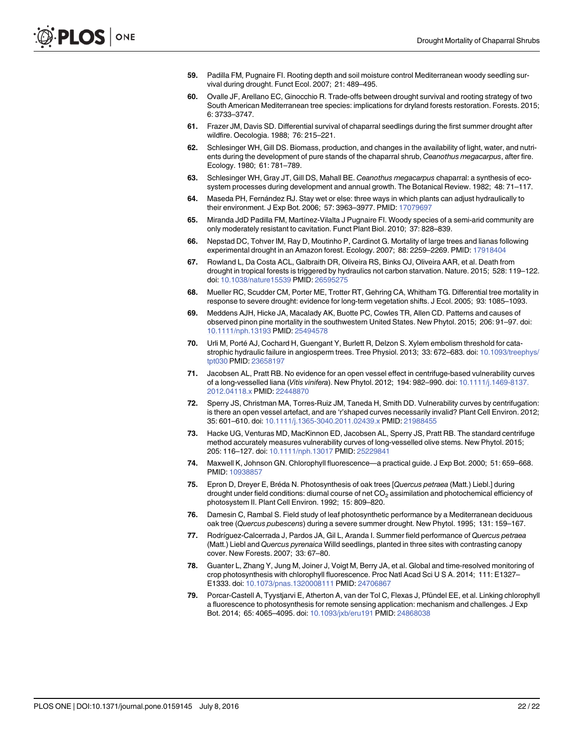59. Padilla FM, Pugnaire FI. Rooting depth and soil moisture control Mediterranean woody seedling survival during drought. Funct Ecol. 2007; 21: 489–495.
60. Ovalle JF, Arellano EC, Ginocchio R. Trade-offs between drought survival and rooting strategy of two South American Mediterranean tree species: implications for dryland forests restoration. Forests. 2015; 6: 3733–3747.
61. Frazer JM, Davis SD. Differential survival of chaparral seedlings during the first summer drought after wildfire. Oecologia. 1988; 76: 215–221.
62. Schlesinger WH, Gill DS. Biomass, production, and changes in the availability of light, water, and nutrients during the development of pure stands of the chaparral shrub, *Ceanothus megacarpus*, after fire. Ecology. 1980; 61: 781–789.
63. Schlesinger WH, Gray JT, Gill DS, Mahall BE. *Ceanothus megacarpus* chaparral: a synthesis of ecosystem processes during development and annual growth. The Botanical Review. 1982; 48: 71–117.
64. Maseda PH, Fernández RJ. Stay wet or else: three ways in which plants can adjust hydraulically to their environment. J Exp Bot. 2006; 57: 3963–3977. PMID: 17079697
65. Miranda JdD Padilla FM, Martínez-Vilalta J Pugnaire FI. Woody species of a semi-arid community are only moderately resistant to cavitation. Funct Plant Biol. 2010; 37: 828–839.
66. Nepstad DC, Tohver IM, Ray D, Moutinho P, Cardinot G. Mortality of large trees and lianas following experimental drought in an Amazon forest. Ecology. 2007; 88: 2259–2269. PMID: 17918404
67. Rowland L, Da Costa ACL, Galbraith DR, Oliveira RS, Binks OJ, Oliveira AAR, et al. Death from drought in tropical forests is triggered by hydraulics not carbon starvation. Nature. 2015; 528: 119–122. doi: 10.1038/nature15539 PMID: 26595275
68. Mueller RC, Scudder CM, Porter ME, Trotter RT, Gehring CA, Whitham TG. Differential tree mortality in response to severe drought: evidence for long-term vegetation shifts. J Ecol. 2005; 93: 1085–1093.
69. Meddens AJH, Hicke JA, Macalady AK, Buotte PC, Cowles TR, Allen CD. Patterns and causes of observed pinon pine mortality in the southwestern United States. New Phytol. 2015; 206: 91–97. doi: 10.1111/nph.13193 PMID: 25494578
70. Urli M, Porté AJ, Cochard H, Guengant Y, Burlett R, Delzon S. Xylem embolism threshold for catastrophic hydraulic failure in angiosperm trees. Tree Physiol. 2013; 33: 672–683. doi: 10.1093/treephys/tpt030 PMID: 23658197
71. Jacobsen AL, Pratt RB. No evidence for an open vessel effect in centrifuge-based vulnerability curves of a long-vesselled liana (*Vitis vinifera*). New Phytol. 2012; 194: 982–990. doi: 10.1111/j.1469-8137.2012.04118.x PMID: 22448870
72. Sperry JS, Christman MA, Torres-Ruiz JM, Taneda H, Smith DD. Vulnerability curves by centrifugation: is there an open vessel artefact, and are 'r'shaped curves necessarily invalid? Plant Cell Environ. 2012; 35: 601–610. doi: 10.1111/j.1365-3040.2011.02439.x PMID: 21988455
73. Hacke UG, Venturas MD, MacKinnon ED, Jacobsen AL, Sperry JS, Pratt RB. The standard centrifuge method accurately measures vulnerability curves of long-vesselled olive stems. New Phytol. 2015; 205: 116–127. doi: 10.1111/nph.13017 PMID: 25229841
74. Maxwell K, Johnson GN. Chlorophyll fluorescence—a practical guide. J Exp Bot. 2000; 51: 659–668. PMID: 10938857
75. Epron D, Dreyer E, Bréda N. Photosynthesis of oak trees [*Quercus petraea* (Matt.) Liebl.] during drought under field conditions: diurnal course of net $CO_2$ assimilation and photochemical efficiency of photosystem II. Plant Cell Environ. 1992; 15: 809–820.
76. Damesin C, Rambal S. Field study of leaf photosynthetic performance by a Mediterranean deciduous oak tree (*Quercus pubescens*) during a severe summer drought. New Phytol. 1995; 131: 159–167.
77. Rodríguez-Calcerrada J, Pardos JA, Gil L, Aranda I. Summer field performance of *Quercus petraea* (Matt.) Liebl and *Quercus pyrenaica* Willd seedlings, planted in three sites with contrasting canopy cover. New Forests. 2007; 33: 67–80.
78. Guanter L, Zhang Y, Jung M, Joiner J, Voigt M, Berry JA, et al. Global and time-resolved monitoring of crop photosynthesis with chlorophyll fluorescence. Proc Natl Acad Sci U S A. 2014; 111: E1327–E1333. doi: 10.1073/pnas.1320008111 PMID: 24706867
79. Porcar-Castell A, Tyystjarvi E, Atherton A, van der Tol C, Flexas J, Pfündel EE, et al. Linking chlorophyll a fluorescence to photosynthesis for remote sensing application: mechanism and challenges. J Exp Bot. 2014; 65: 4065–4095. doi: 10.1093/jxb/eru191 PMID: 24868038